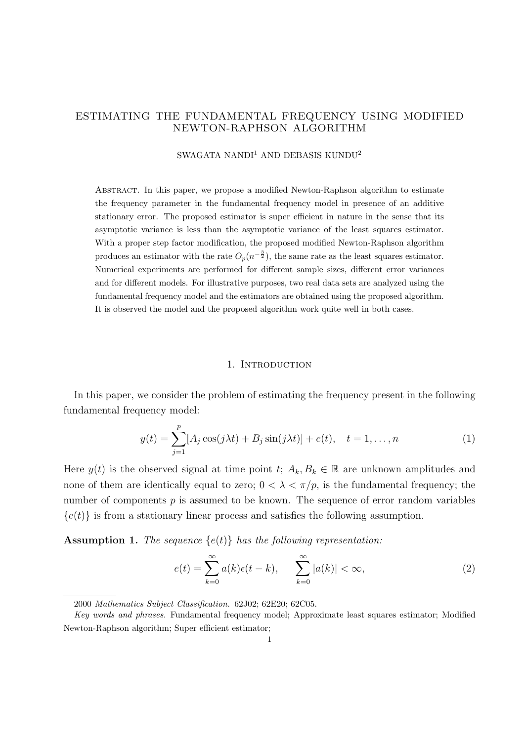# ESTIMATING THE FUNDAMENTAL FREQUENCY USING MODIFIED NEWTON-RAPHSON ALGORITHM

SWAGATA NANDI[1] AND DEBASIS KUNDU[2]

Abstract. In this paper, we propose a modified Newton-Raphson algorithm to estimate the frequency parameter in the fundamental frequency model in presence of an additive stationary error. The proposed estimator is super efficient in nature in the sense that its asymptotic variance is less than the asymptotic variance of the least squares estimator. With a proper step factor modification, the proposed modified Newton-Raphson algorithm produces an estimator with the rate $O_p(n^{-\frac{3}{2}})$, the same rate as the least squares estimator. Numerical experiments are performed for different sample sizes, different error variances and for different models. For illustrative purposes, two real data sets are analyzed using the fundamental frequency model and the estimators are obtained using the proposed algorithm. It is observed the model and the proposed algorithm work quite well in both cases.

## 1. Introduction

In this paper, we consider the problem of estimating the frequency present in the following fundamental frequency model:

$$y(t) = \sum_{j=1}^{p} [A_j \cos(j\lambda t) + B_j \sin(j\lambda t)] + e(t), \quad t = 1, \ldots, n \tag{1}$$

Here $y(t)$ is the observed signal at time point $t$; $A_k, B_k \in \mathbb{R}$ are unknown amplitudes and none of them are identically equal to zero; $0 < \lambda < \pi/p$, is the fundamental frequency; the number of components $p$ is assumed to be known. The sequence of error random variables $\{e(t)\}$ is from a stationary linear process and satisfies the following assumption.

**Assumption 1.** *The sequence $\{e(t)\}$ has the following representation:*

$$e(t) = \sum_{k=0}^{\infty} a(k)\epsilon(t-k), \qquad \sum_{k=0}^{\infty} |a(k)| < \infty, \tag{2}$$

2000 *Mathematics Subject Classification.* 62J02; 62E20; 62C05.

*Key words and phrases.* Fundamental frequency model; Approximate least squares estimator; Modified Newton-Raphson algorithm; Super efficient estimator;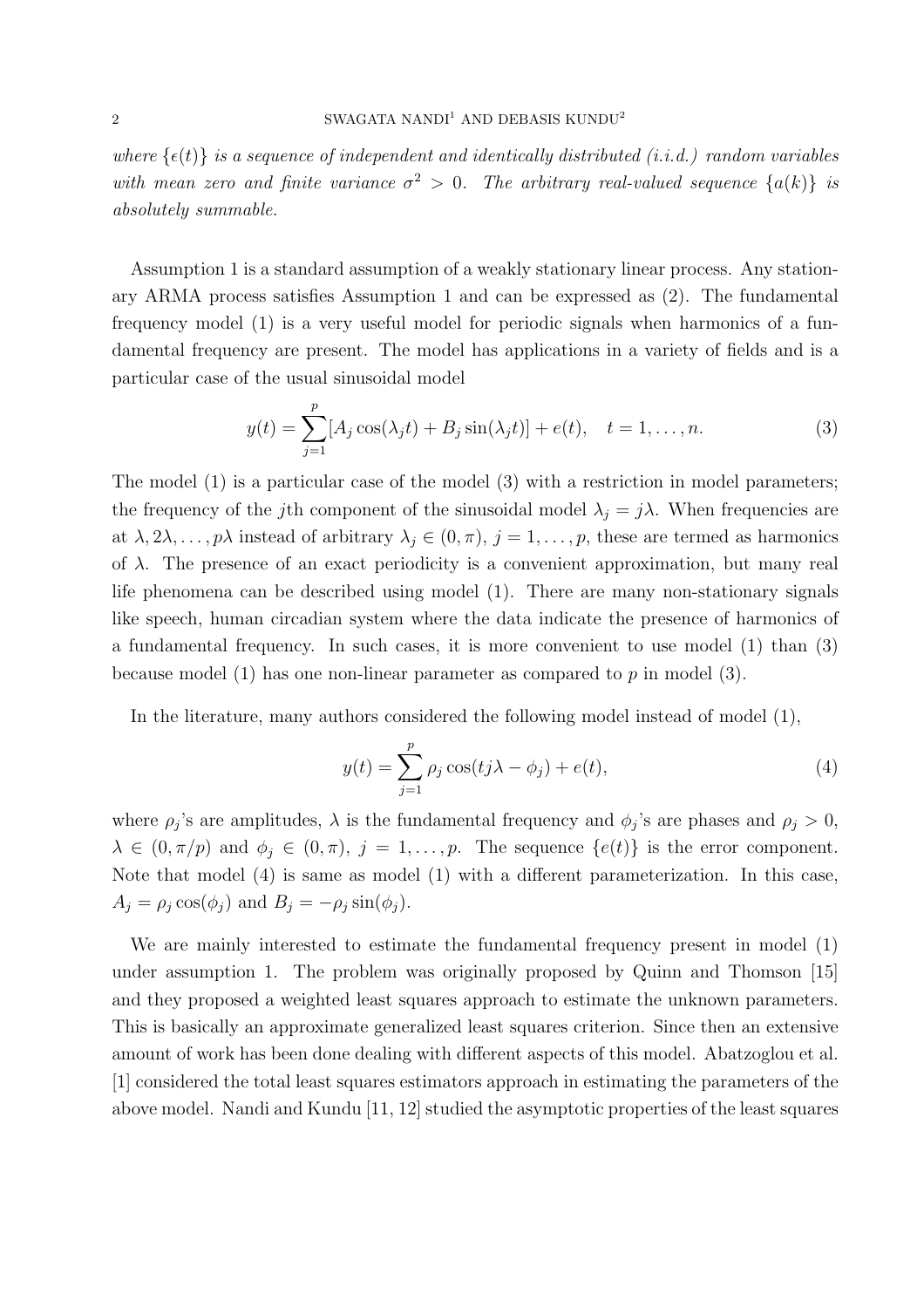*where $\{\epsilon(t)\}$ is a sequence of independent and identically distributed (i.i.d.) random variables with mean zero and finite variance $\sigma^2 > 0$. The arbitrary real-valued sequence $\{a(k)\}$ is absolutely summable.*

Assumption 1 is a standard assumption of a weakly stationary linear process. Any stationary ARMA process satisfies Assumption 1 and can be expressed as (2). The fundamental frequency model (1) is a very useful model for periodic signals when harmonics of a fundamental frequency are present. The model has applications in a variety of fields and is a particular case of the usual sinusoidal model

$$y(t) = \sum_{j=1}^{p} [A_j \cos(\lambda_j t) + B_j \sin(\lambda_j t)] + e(t), \quad t = 1, \ldots, n. \tag{3}$$

The model (1) is a particular case of the model (3) with a restriction in model parameters; the frequency of the $j$th component of the sinusoidal model $\lambda_j = j\lambda$. When frequencies are at $\lambda, 2\lambda, \ldots, p\lambda$ instead of arbitrary $\lambda_j \in (0, \pi)$, $j = 1, \ldots, p$, these are termed as harmonics of $\lambda$. The presence of an exact periodicity is a convenient approximation, but many real life phenomena can be described using model (1). There are many non-stationary signals like speech, human circadian system where the data indicate the presence of harmonics of a fundamental frequency. In such cases, it is more convenient to use model (1) than (3) because model (1) has one non-linear parameter as compared to $p$ in model (3).

In the literature, many authors considered the following model instead of model (1),

$$y(t) = \sum_{j=1}^{p} \rho_j \cos(tj\lambda - \phi_j) + e(t), \tag{4}$$

where $\rho_j$'s are amplitudes, $\lambda$ is the fundamental frequency and $\phi_j$'s are phases and $\rho_j > 0$, $\lambda \in (0, \pi/p)$ and $\phi_j \in (0, \pi)$, $j = 1, \ldots, p$. The sequence $\{e(t)\}$ is the error component. Note that model (4) is same as model (1) with a different parameterization. In this case, $A_j = \rho_j \cos(\phi_j)$ and $B_j = -\rho_j \sin(\phi_j)$.

We are mainly interested to estimate the fundamental frequency present in model (1) under assumption 1. The problem was originally proposed by Quinn and Thomson [15] and they proposed a weighted least squares approach to estimate the unknown parameters. This is basically an approximate generalized least squares criterion. Since then an extensive amount of work has been done dealing with different aspects of this model. Abatzoglou et al. [1] considered the total least squares estimators approach in estimating the parameters of the above model. Nandi and Kundu [11, 12] studied the asymptotic properties of the least squares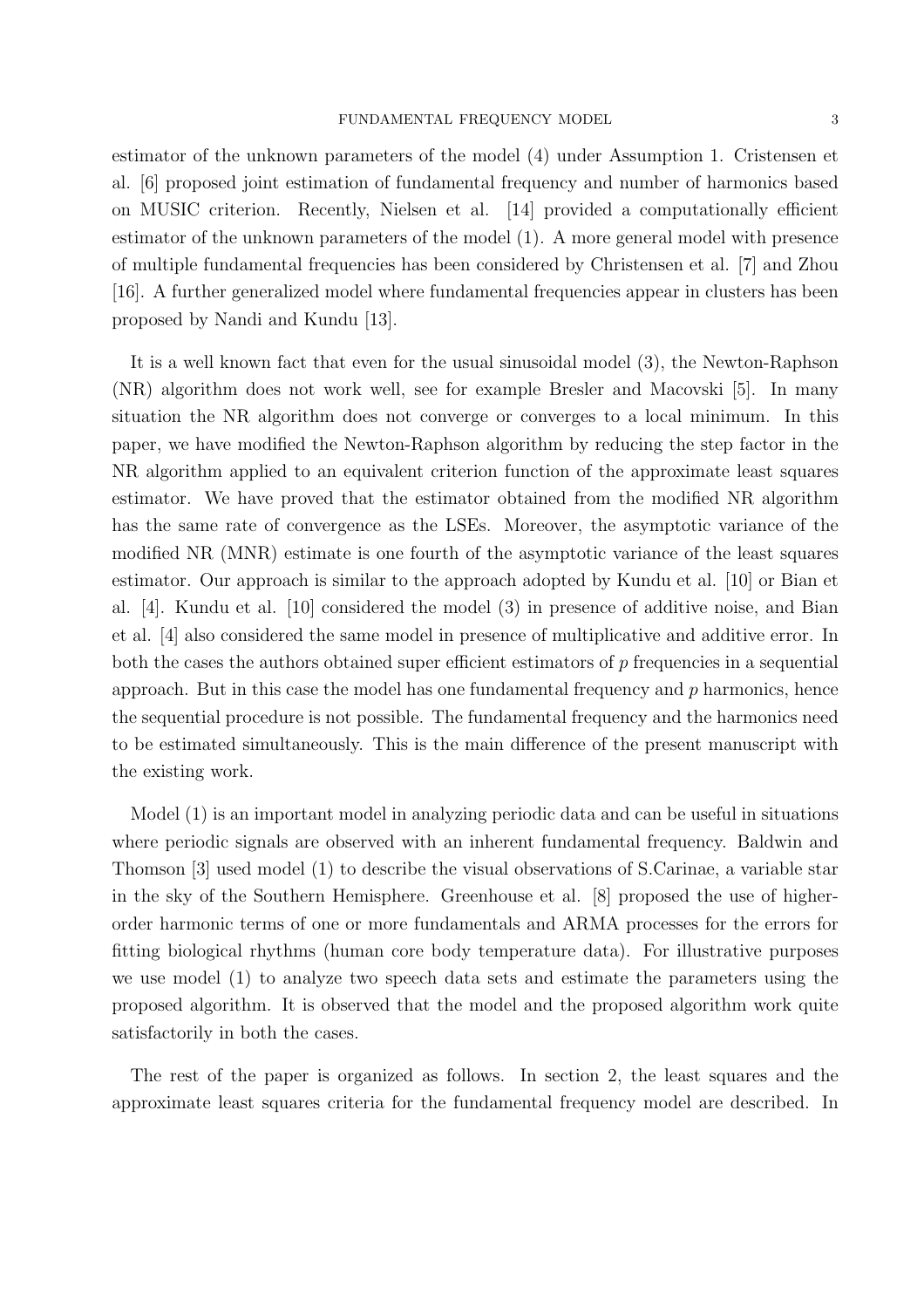estimator of the unknown parameters of the model (4) under Assumption 1. Cristensen et al. [6] proposed joint estimation of fundamental frequency and number of harmonics based on MUSIC criterion. Recently, Nielsen et al. [14] provided a computationally efficient estimator of the unknown parameters of the model (1). A more general model with presence of multiple fundamental frequencies has been considered by Christensen et al. [7] and Zhou [16]. A further generalized model where fundamental frequencies appear in clusters has been proposed by Nandi and Kundu [13].

It is a well known fact that even for the usual sinusoidal model (3), the Newton-Raphson (NR) algorithm does not work well, see for example Bresler and Macovski [5]. In many situation the NR algorithm does not converge or converges to a local minimum. In this paper, we have modified the Newton-Raphson algorithm by reducing the step factor in the NR algorithm applied to an equivalent criterion function of the approximate least squares estimator. We have proved that the estimator obtained from the modified NR algorithm has the same rate of convergence as the LSEs. Moreover, the asymptotic variance of the modified NR (MNR) estimate is one fourth of the asymptotic variance of the least squares estimator. Our approach is similar to the approach adopted by Kundu et al. [10] or Bian et al. [4]. Kundu et al. [10] considered the model (3) in presence of additive noise, and Bian et al. [4] also considered the same model in presence of multiplicative and additive error. In both the cases the authors obtained super efficient estimators of $p$ frequencies in a sequential approach. But in this case the model has one fundamental frequency and $p$ harmonics, hence the sequential procedure is not possible. The fundamental frequency and the harmonics need to be estimated simultaneously. This is the main difference of the present manuscript with the existing work.

Model (1) is an important model in analyzing periodic data and can be useful in situations where periodic signals are observed with an inherent fundamental frequency. Baldwin and Thomson [3] used model (1) to describe the visual observations of S.Carinae, a variable star in the sky of the Southern Hemisphere. Greenhouse et al. [8] proposed the use of higher-order harmonic terms of one or more fundamentals and ARMA processes for the errors for fitting biological rhythms (human core body temperature data). For illustrative purposes we use model (1) to analyze two speech data sets and estimate the parameters using the proposed algorithm. It is observed that the model and the proposed algorithm work quite satisfactorily in both the cases.

The rest of the paper is organized as follows. In section 2, the least squares and the approximate least squares criteria for the fundamental frequency model are described. In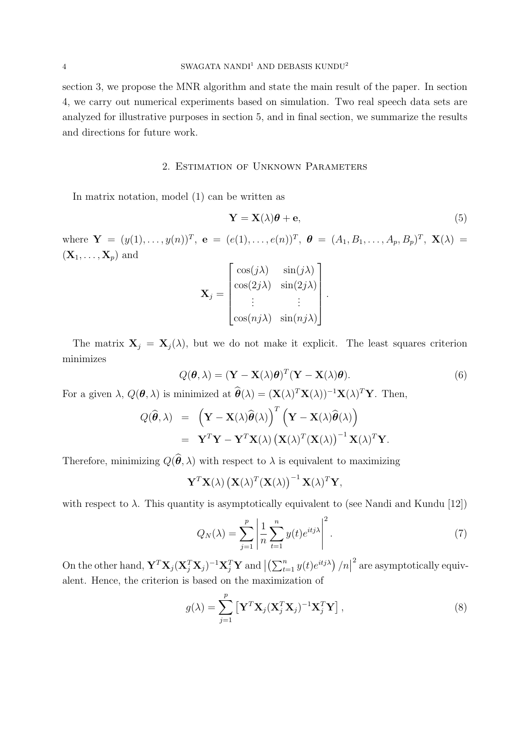section 3, we propose the MNR algorithm and state the main result of the paper. In section 4, we carry out numerical experiments based on simulation. Two real speech data sets are analyzed for illustrative purposes in section 5, and in final section, we summarize the results and directions for future work.

## 2. Estimation of Unknown Parameters

In matrix notation, model (1) can be written as

$$\mathbf{Y} = \mathbf{X}(\lambda)\boldsymbol{\theta} + \mathbf{e}, \tag{5}$$

where $\mathbf{Y} = (y(1), \ldots, y(n))^T$, $\mathbf{e} = (e(1), \ldots, e(n))^T$, $\boldsymbol{\theta} = (A_1, B_1, \ldots, A_p, B_p)^T$, $\mathbf{X}(\lambda) = (\mathbf{X}_1, \ldots, \mathbf{X}_p)$ and

$$\mathbf{X}_j = \begin{bmatrix} \cos(j\lambda) & \sin(j\lambda) \\ \cos(2j\lambda) & \sin(2j\lambda) \\ \vdots & \vdots \\ \cos(nj\lambda) & \sin(nj\lambda) \end{bmatrix}.$$

The matrix $\mathbf{X}_j = \mathbf{X}_j(\lambda)$, but we do not make it explicit. The least squares criterion minimizes

$$Q(\boldsymbol{\theta}, \lambda) = (\mathbf{Y} - \mathbf{X}(\lambda)\boldsymbol{\theta})^T(\mathbf{Y} - \mathbf{X}(\lambda)\boldsymbol{\theta}). \tag{6}$$

For a given $\lambda$, $Q(\boldsymbol{\theta}, \lambda)$ is minimized at $\widehat{\boldsymbol{\theta}}(\lambda) = (\mathbf{X}(\lambda)^T\mathbf{X}(\lambda))^{-1}\mathbf{X}(\lambda)^T\mathbf{Y}$. Then,

$$\begin{aligned} Q(\widehat{\boldsymbol{\theta}}, \lambda) &= \left(\mathbf{Y} - \mathbf{X}(\lambda)\widehat{\boldsymbol{\theta}}(\lambda)\right)^T \left(\mathbf{Y} - \mathbf{X}(\lambda)\widehat{\boldsymbol{\theta}}(\lambda)\right) \\ &= \mathbf{Y}^T\mathbf{Y} - \mathbf{Y}^T\mathbf{X}(\lambda)\left(\mathbf{X}(\lambda)^T(\mathbf{X}(\lambda)\right)^{-1}\mathbf{X}(\lambda)^T\mathbf{Y}. \end{aligned}$$

Therefore, minimizing $Q(\widehat{\boldsymbol{\theta}}, \lambda)$ with respect to $\lambda$ is equivalent to maximizing

$$\mathbf{Y}^T\mathbf{X}(\lambda)\left(\mathbf{X}(\lambda)^T(\mathbf{X}(\lambda)\right)^{-1}\mathbf{X}(\lambda)^T\mathbf{Y},$$

with respect to $\lambda$. This quantity is asymptotically equivalent to (see Nandi and Kundu [12])

$$Q_N(\lambda) = \sum_{j=1}^{p}\left|\frac{1}{n}\sum_{t=1}^{n} y(t)e^{itj\lambda}\right|^2. \tag{7}$$

On the other hand, $\mathbf{Y}^T\mathbf{X}_j(\mathbf{X}_j^T\mathbf{X}_j)^{-1}\mathbf{X}_j^T\mathbf{Y}$ and $\left|\left(\sum_{t=1}^{n} y(t)e^{itj\lambda}\right)/n\right|^2$ are asymptotically equivalent. Hence, the criterion is based on the maximization of

$$g(\lambda) = \sum_{j=1}^{p}\left[\mathbf{Y}^T\mathbf{X}_j(\mathbf{X}_j^T\mathbf{X}_j)^{-1}\mathbf{X}_j^T\mathbf{Y}\right], \tag{8}$$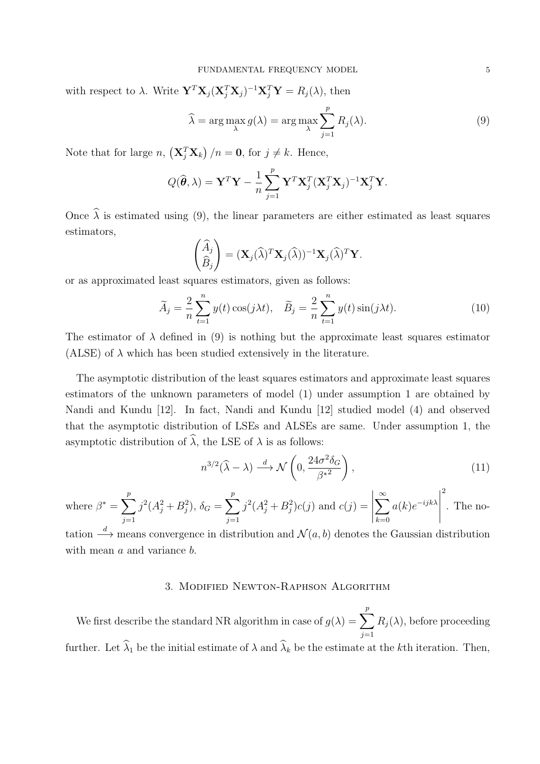with respect to $\lambda$. Write $\mathbf{Y}^T\mathbf{X}_j(\mathbf{X}_j^T\mathbf{X}_j)^{-1}\mathbf{X}_j^T\mathbf{Y} = R_j(\lambda)$, then

$$\widehat{\lambda} = \arg\max_{\lambda} g(\lambda) = \arg\max_{\lambda} \sum_{j=1}^{p} R_j(\lambda). \tag{9}$$

Note that for large $n$, $\left(\mathbf{X}_j^T\mathbf{X}_k\right)/n = \mathbf{0}$, for $j \neq k$. Hence,

$$Q(\widehat{\boldsymbol{\theta}}, \lambda) = \mathbf{Y}^T\mathbf{Y} - \frac{1}{n}\sum_{j=1}^{p} \mathbf{Y}^T\mathbf{X}_j^T(\mathbf{X}_j^T\mathbf{X}_j)^{-1}\mathbf{X}_j^T\mathbf{Y}.$$

Once $\widehat{\lambda}$ is estimated using (9), the linear parameters are either estimated as least squares estimators,

$$\begin{pmatrix} \widehat{A}_j \\ \widehat{B}_j \end{pmatrix} = (\mathbf{X}_j(\widehat{\lambda})^T\mathbf{X}_j(\widehat{\lambda}))^{-1}\mathbf{X}_j(\widehat{\lambda})^T\mathbf{Y}.$$

or as approximated least squares estimators, given as follows:

$$\widetilde{A}_j = \frac{2}{n}\sum_{t=1}^{n} y(t)\cos(j\lambda t), \quad \widetilde{B}_j = \frac{2}{n}\sum_{t=1}^{n} y(t)\sin(j\lambda t). \tag{10}$$

The estimator of $\lambda$ defined in (9) is nothing but the approximate least squares estimator (ALSE) of $\lambda$ which has been studied extensively in the literature.

The asymptotic distribution of the least squares estimators and approximate least squares estimators of the unknown parameters of model (1) under assumption 1 are obtained by Nandi and Kundu [12]. In fact, Nandi and Kundu [12] studied model (4) and observed that the asymptotic distribution of LSEs and ALSEs are same. Under assumption 1, the asymptotic distribution of $\widehat{\lambda}$, the LSE of $\lambda$ is as follows:

$$n^{3/2}(\widehat{\lambda} - \lambda) \xrightarrow{d} \mathcal{N}\left(0, \frac{24\sigma^2\delta_G}{{\beta^*}^2}\right), \tag{11}$$

where $\beta^* = \sum_{j=1}^{p} j^2(A_j^2 + B_j^2)$, $\delta_G = \sum_{j=1}^{p} j^2(A_j^2 + B_j^2)c(j)$ and $c(j) = \left|\sum_{k=0}^{\infty} a(k)e^{-ijk\lambda}\right|^2$. The notation $\xrightarrow{d}$ means convergence in distribution and $\mathcal{N}(a, b)$ denotes the Gaussian distribution with mean $a$ and variance $b$.

## 3. Modified Newton-Raphson Algorithm

We first describe the standard NR algorithm in case of $g(\lambda) = \sum_{j=1}^{p} R_j(\lambda)$, before proceeding further. Let $\widehat{\lambda}_1$ be the initial estimate of $\lambda$ and $\widehat{\lambda}_k$ be the estimate at the $k$th iteration. Then,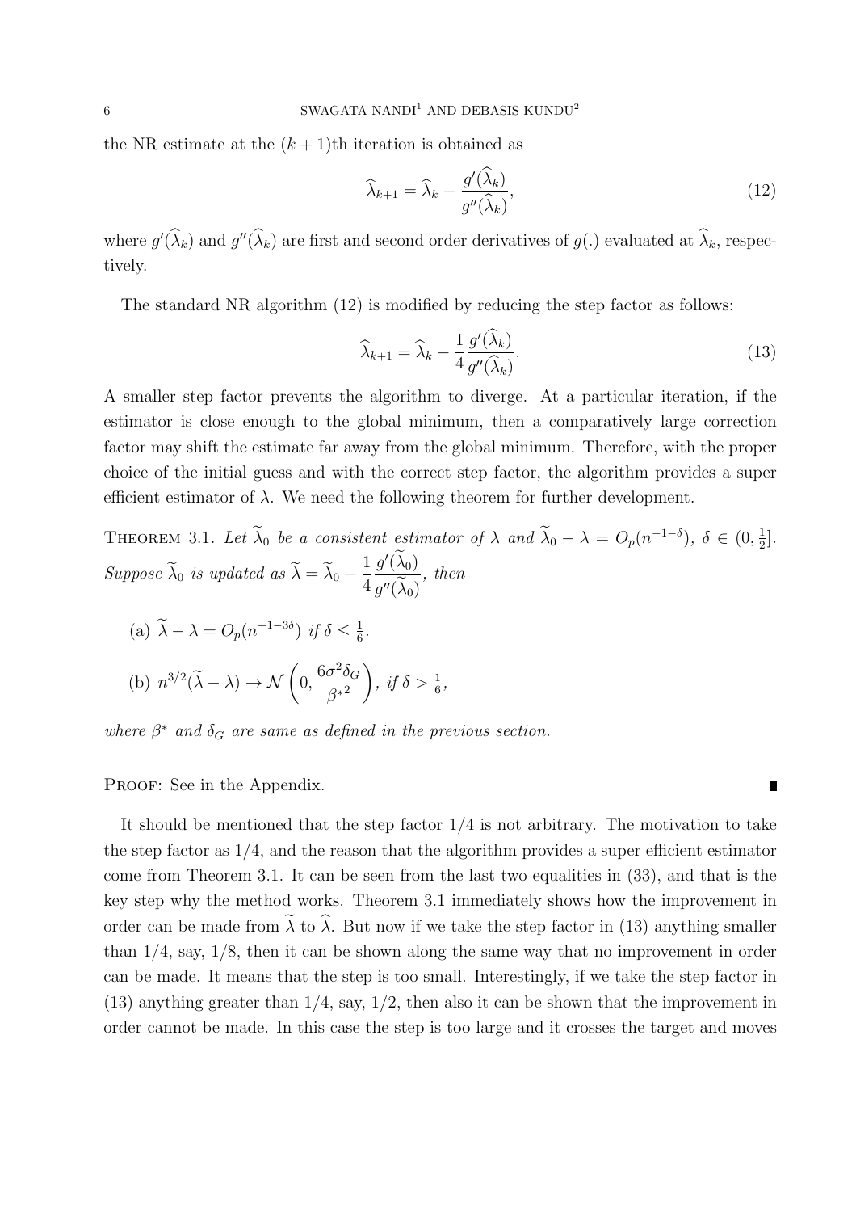the NR estimate at the $(k+1)$th iteration is obtained as

$$\widehat{\lambda}_{k+1} = \widehat{\lambda}_k - \frac{g'(\widehat{\lambda}_k)}{g''(\widehat{\lambda}_k)}, \tag{12}$$

where $g'(\widehat{\lambda}_k)$ and $g''(\widehat{\lambda}_k)$ are first and second order derivatives of $g(.)$ evaluated at $\widehat{\lambda}_k$, respectively.

The standard NR algorithm (12) is modified by reducing the step factor as follows:

$$\widehat{\lambda}_{k+1} = \widehat{\lambda}_k - \frac{1}{4}\frac{g'(\widehat{\lambda}_k)}{g''(\widehat{\lambda}_k)}. \tag{13}$$

A smaller step factor prevents the algorithm to diverge. At a particular iteration, if the estimator is close enough to the global minimum, then a comparatively large correction factor may shift the estimate far away from the global minimum. Therefore, with the proper choice of the initial guess and with the correct step factor, the algorithm provides a super efficient estimator of $\lambda$. We need the following theorem for further development.

THEOREM 3.1. *Let $\widetilde{\lambda}_0$ be a consistent estimator of $\lambda$ and $\widetilde{\lambda}_0 - \lambda = O_p(n^{-1-\delta})$, $\delta \in (0, \frac{1}{2}]$. Suppose $\widetilde{\lambda}_0$ is updated as $\widetilde{\lambda} = \widetilde{\lambda}_0 - \dfrac{1}{4}\dfrac{g'(\widetilde{\lambda}_0)}{g''(\widetilde{\lambda}_0)}$, then*

(a) $\widetilde{\lambda} - \lambda = O_p(n^{-1-3\delta})$ *if* $\delta \leq \frac{1}{6}$.

(b) $n^{3/2}(\widetilde{\lambda} - \lambda) \to \mathcal{N}\left(0, \dfrac{6\sigma^2\delta_G}{\beta^{*2}}\right)$, *if* $\delta > \frac{1}{6}$,

*where $\beta^*$ and $\delta_G$ are same as defined in the previous section.*

PROOF: See in the Appendix. ∎

It should be mentioned that the step factor 1/4 is not arbitrary. The motivation to take the step factor as 1/4, and the reason that the algorithm provides a super efficient estimator come from Theorem 3.1. It can be seen from the last two equalities in (33), and that is the key step why the method works. Theorem 3.1 immediately shows how the improvement in order can be made from $\widetilde{\lambda}$ to $\widehat{\lambda}$. But now if we take the step factor in (13) anything smaller than 1/4, say, 1/8, then it can be shown along the same way that no improvement in order can be made. It means that the step is too small. Interestingly, if we take the step factor in (13) anything greater than 1/4, say, 1/2, then also it can be shown that the improvement in order cannot be made. In this case the step is too large and it crosses the target and moves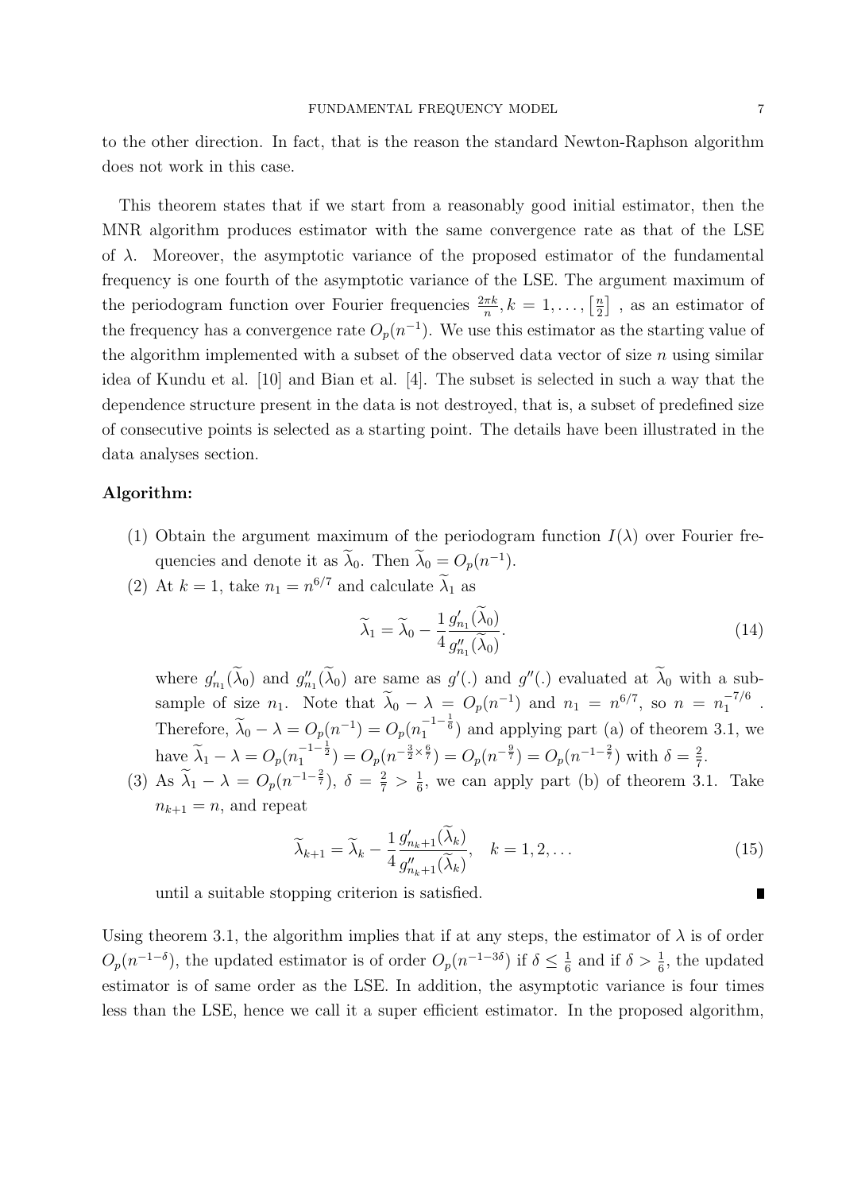to the other direction. In fact, that is the reason the standard Newton-Raphson algorithm does not work in this case.

This theorem states that if we start from a reasonably good initial estimator, then the MNR algorithm produces estimator with the same convergence rate as that of the LSE of $\lambda$. Moreover, the asymptotic variance of the proposed estimator of the fundamental frequency is one fourth of the asymptotic variance of the LSE. The argument maximum of the periodogram function over Fourier frequencies $\frac{2\pi k}{n}, k = 1, \ldots, \left[\frac{n}{2}\right]$ , as an estimator of the frequency has a convergence rate $O_p(n^{-1})$. We use this estimator as the starting value of the algorithm implemented with a subset of the observed data vector of size $n$ using similar idea of Kundu et al. [10] and Bian et al. [4]. The subset is selected in such a way that the dependence structure present in the data is not destroyed, that is, a subset of predefined size of consecutive points is selected as a starting point. The details have been illustrated in the data analyses section.

**Algorithm:**

(1) Obtain the argument maximum of the periodogram function $I(\lambda)$ over Fourier frequencies and denote it as $\widetilde{\lambda}_0$. Then $\widetilde{\lambda}_0 = O_p(n^{-1})$.

(2) At $k = 1$, take $n_1 = n^{6/7}$ and calculate $\widetilde{\lambda}_1$ as

$$\widetilde{\lambda}_1 = \widetilde{\lambda}_0 - \frac{1}{4} \frac{g'_{n_1}(\widetilde{\lambda}_0)}{g''_{n_1}(\widetilde{\lambda}_0)}. \tag{14}$$

where $g'_{n_1}(\widetilde{\lambda}_0)$ and $g''_{n_1}(\widetilde{\lambda}_0)$ are same as $g'(.)$ and $g''(.)$ evaluated at $\widetilde{\lambda}_0$ with a subsample of size $n_1$. Note that $\widetilde{\lambda}_0 - \lambda = O_p(n^{-1})$ and $n_1 = n^{6/7}$, so $n = n_1^{-7/6}$ . Therefore, $\widetilde{\lambda}_0 - \lambda = O_p(n^{-1}) = O_p(n_1^{-1-\frac{1}{6}})$ and applying part (a) of theorem 3.1, we have $\widetilde{\lambda}_1 - \lambda = O_p(n_1^{-1-\frac{1}{2}}) = O_p(n^{-\frac{3}{2}\times\frac{6}{7}}) = O_p(n^{-\frac{9}{7}}) = O_p(n^{-1-\frac{2}{7}})$ with $\delta = \frac{2}{7}$.

(3) As $\widetilde{\lambda}_1 - \lambda = O_p(n^{-1-\frac{2}{7}})$, $\delta = \frac{2}{7} > \frac{1}{6}$, we can apply part (b) of theorem 3.1. Take $n_{k+1} = n$, and repeat

$$\widetilde{\lambda}_{k+1} = \widetilde{\lambda}_k - \frac{1}{4} \frac{g'_{n_k+1}(\widetilde{\lambda}_k)}{g''_{n_k+1}(\widetilde{\lambda}_k)}, \quad k = 1, 2, \ldots \tag{15}$$

until a suitable stopping criterion is satisfied. ∎

Using theorem 3.1, the algorithm implies that if at any steps, the estimator of $\lambda$ is of order $O_p(n^{-1-\delta})$, the updated estimator is of order $O_p(n^{-1-3\delta})$ if $\delta \leq \frac{1}{6}$ and if $\delta > \frac{1}{6}$, the updated estimator is of same order as the LSE. In addition, the asymptotic variance is four times less than the LSE, hence we call it a super efficient estimator. In the proposed algorithm,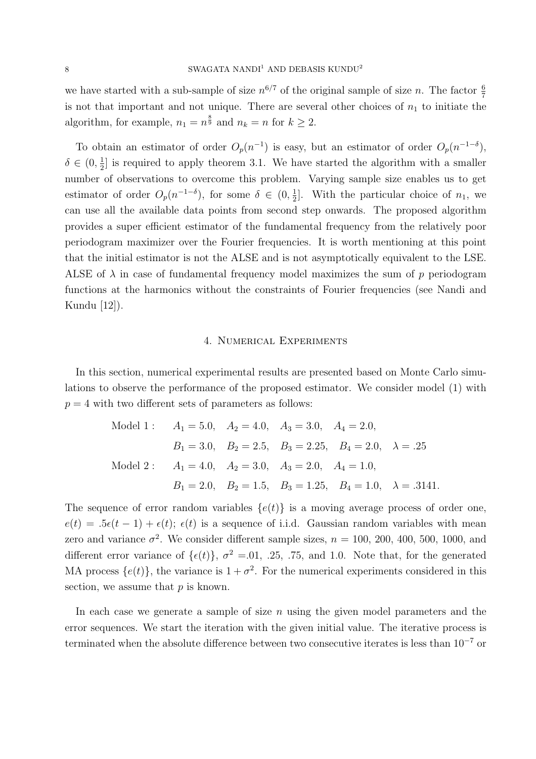we have started with a sub-sample of size $n^{6/7}$ of the original sample of size $n$. The factor $\frac{6}{7}$ is not that important and not unique. There are several other choices of $n_1$ to initiate the algorithm, for example, $n_1 = n^{\frac{8}{9}}$ and $n_k = n$ for $k \geq 2$.

To obtain an estimator of order $O_p(n^{-1})$ is easy, but an estimator of order $O_p(n^{-1-\delta})$, $\delta \in (0, \frac{1}{2}]$ is required to apply theorem 3.1. We have started the algorithm with a smaller number of observations to overcome this problem. Varying sample size enables us to get estimator of order $O_p(n^{-1-\delta})$, for some $\delta \in (0, \frac{1}{2}]$. With the particular choice of $n_1$, we can use all the available data points from second step onwards. The proposed algorithm provides a super efficient estimator of the fundamental frequency from the relatively poor periodogram maximizer over the Fourier frequencies. It is worth mentioning at this point that the initial estimator is not the ALSE and is not asymptotically equivalent to the LSE. ALSE of $\lambda$ in case of fundamental frequency model maximizes the sum of $p$ periodogram functions at the harmonics without the constraints of Fourier frequencies (see Nandi and Kundu [12]).

## 4. Numerical Experiments

In this section, numerical experimental results are presented based on Monte Carlo simulations to observe the performance of the proposed estimator. We consider model (1) with $p = 4$ with two different sets of parameters as follows:

$$
\begin{aligned}
\text{Model 1}: \quad & A_1 = 5.0, \quad A_2 = 4.0, \quad A_3 = 3.0, \quad A_4 = 2.0, \\
& B_1 = 3.0, \quad B_2 = 2.5, \quad B_3 = 2.25, \quad B_4 = 2.0, \quad \lambda = .25 \\
\text{Model 2}: \quad & A_1 = 4.0, \quad A_2 = 3.0, \quad A_3 = 2.0, \quad A_4 = 1.0, \\
& B_1 = 2.0, \quad B_2 = 1.5, \quad B_3 = 1.25, \quad B_4 = 1.0, \quad \lambda = .3141.
\end{aligned}
$$

The sequence of error random variables $\{e(t)\}$ is a moving average process of order one, $e(t) = .5\epsilon(t-1) + \epsilon(t)$; $\epsilon(t)$ is a sequence of i.i.d. Gaussian random variables with mean zero and variance $\sigma^2$. We consider different sample sizes, $n$ = 100, 200, 400, 500, 1000, and different error variance of $\{\epsilon(t)\}$, $\sigma^2$ =.01, .25, .75, and 1.0. Note that, for the generated MA process $\{e(t)\}$, the variance is $1 + \sigma^2$. For the numerical experiments considered in this section, we assume that $p$ is known.

In each case we generate a sample of size $n$ using the given model parameters and the error sequences. We start the iteration with the given initial value. The iterative process is terminated when the absolute difference between two consecutive iterates is less than $10^{-7}$ or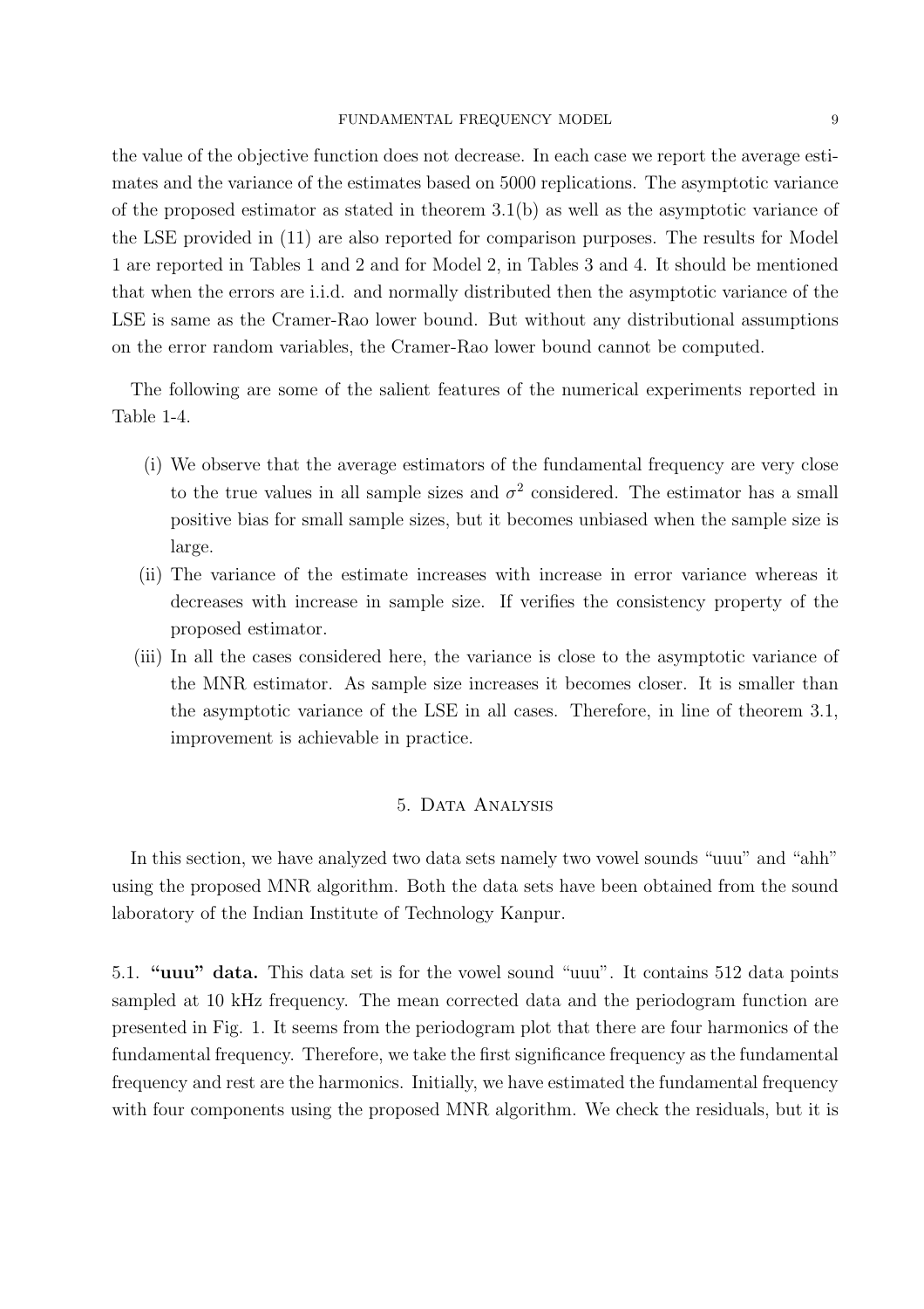the value of the objective function does not decrease. In each case we report the average estimates and the variance of the estimates based on 5000 replications. The asymptotic variance of the proposed estimator as stated in theorem 3.1(b) as well as the asymptotic variance of the LSE provided in (11) are also reported for comparison purposes. The results for Model 1 are reported in Tables 1 and 2 and for Model 2, in Tables 3 and 4. It should be mentioned that when the errors are i.i.d. and normally distributed then the asymptotic variance of the LSE is same as the Cramer-Rao lower bound. But without any distributional assumptions on the error random variables, the Cramer-Rao lower bound cannot be computed.

The following are some of the salient features of the numerical experiments reported in Table 1-4.

(i) We observe that the average estimators of the fundamental frequency are very close to the true values in all sample sizes and $\sigma^2$ considered. The estimator has a small positive bias for small sample sizes, but it becomes unbiased when the sample size is large.

(ii) The variance of the estimate increases with increase in error variance whereas it decreases with increase in sample size. If verifies the consistency property of the proposed estimator.

(iii) In all the cases considered here, the variance is close to the asymptotic variance of the MNR estimator. As sample size increases it becomes closer. It is smaller than the asymptotic variance of the LSE in all cases. Therefore, in line of theorem 3.1, improvement is achievable in practice.

## 5. Data Analysis

In this section, we have analyzed two data sets namely two vowel sounds "uuu" and "ahh" using the proposed MNR algorithm. Both the data sets have been obtained from the sound laboratory of the Indian Institute of Technology Kanpur.

5.1. **"uuu" data.** This data set is for the vowel sound "uuu". It contains 512 data points sampled at 10 kHz frequency. The mean corrected data and the periodogram function are presented in Fig. 1. It seems from the periodogram plot that there are four harmonics of the fundamental frequency. Therefore, we take the first significance frequency as the fundamental frequency and rest are the harmonics. Initially, we have estimated the fundamental frequency with four components using the proposed MNR algorithm. We check the residuals, but it is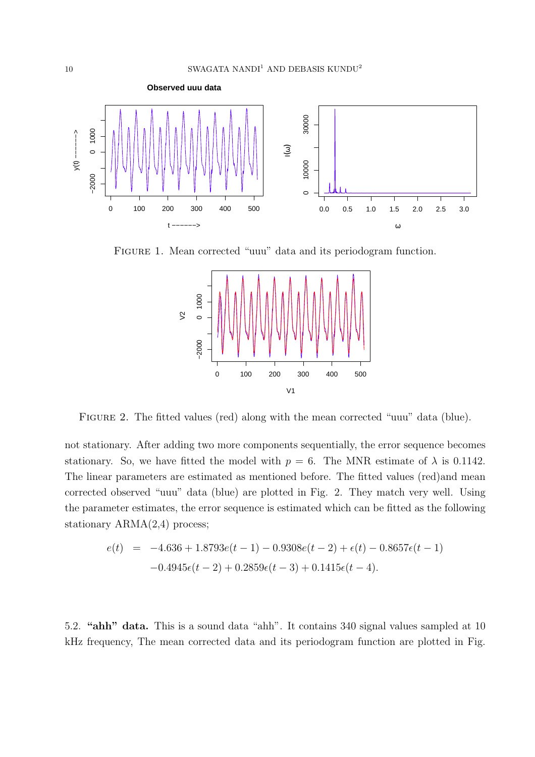FIGURE 1. Mean corrected "uuu" data and its periodogram function.

FIGURE 2. The fitted values (red) along with the mean corrected "uuu" data (blue).

not stationary. After adding two more components sequentially, the error sequence becomes stationary. So, we have fitted the model with $p = 6$. The MNR estimate of $\lambda$ is 0.1142. The linear parameters are estimated as mentioned before. The fitted values (red)and mean corrected observed "uuu" data (blue) are plotted in Fig. 2. They match very well. Using the parameter estimates, the error sequence is estimated which can be fitted as the following stationary ARMA(2,4) process;

$$
\begin{aligned}
e(t) &= -4.636 + 1.8793e(t-1) - 0.9308e(t-2) + \epsilon(t) - 0.8657\epsilon(t-1) \\
&\quad -0.4945\epsilon(t-2) + 0.2859\epsilon(t-3) + 0.1415\epsilon(t-4).
\end{aligned}
$$

5.2. **"ahh" data.** This is a sound data "ahh". It contains 340 signal values sampled at 10 kHz frequency, The mean corrected data and its periodogram function are plotted in Fig.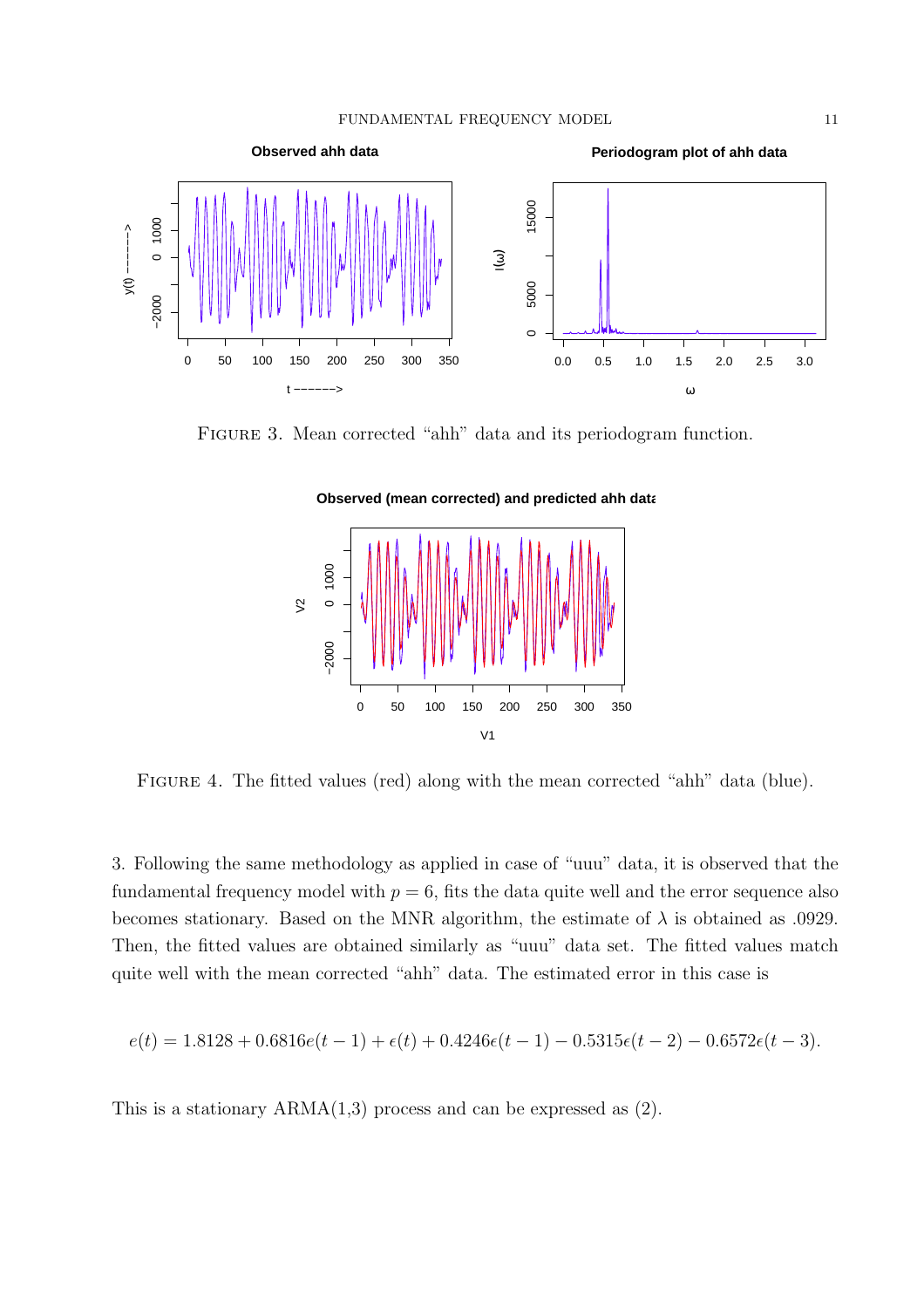FIGURE 3. Mean corrected “ahh” data and its periodogram function.

FIGURE 4. The fitted values (red) along with the mean corrected “ahh” data (blue).

3. Following the same methodology as applied in case of “uuu” data, it is observed that the fundamental frequency model with $p = 6$, fits the data quite well and the error sequence also becomes stationary. Based on the MNR algorithm, the estimate of $\lambda$ is obtained as .0929. Then, the fitted values are obtained similarly as “uuu” data set. The fitted values match quite well with the mean corrected “ahh” data. The estimated error in this case is

$$e(t) = 1.8128 + 0.6816e(t-1) + \epsilon(t) + 0.4246\epsilon(t-1) - 0.5315\epsilon(t-2) - 0.6572\epsilon(t-3).$$

This is a stationary ARMA(1,3) process and can be expressed as (2).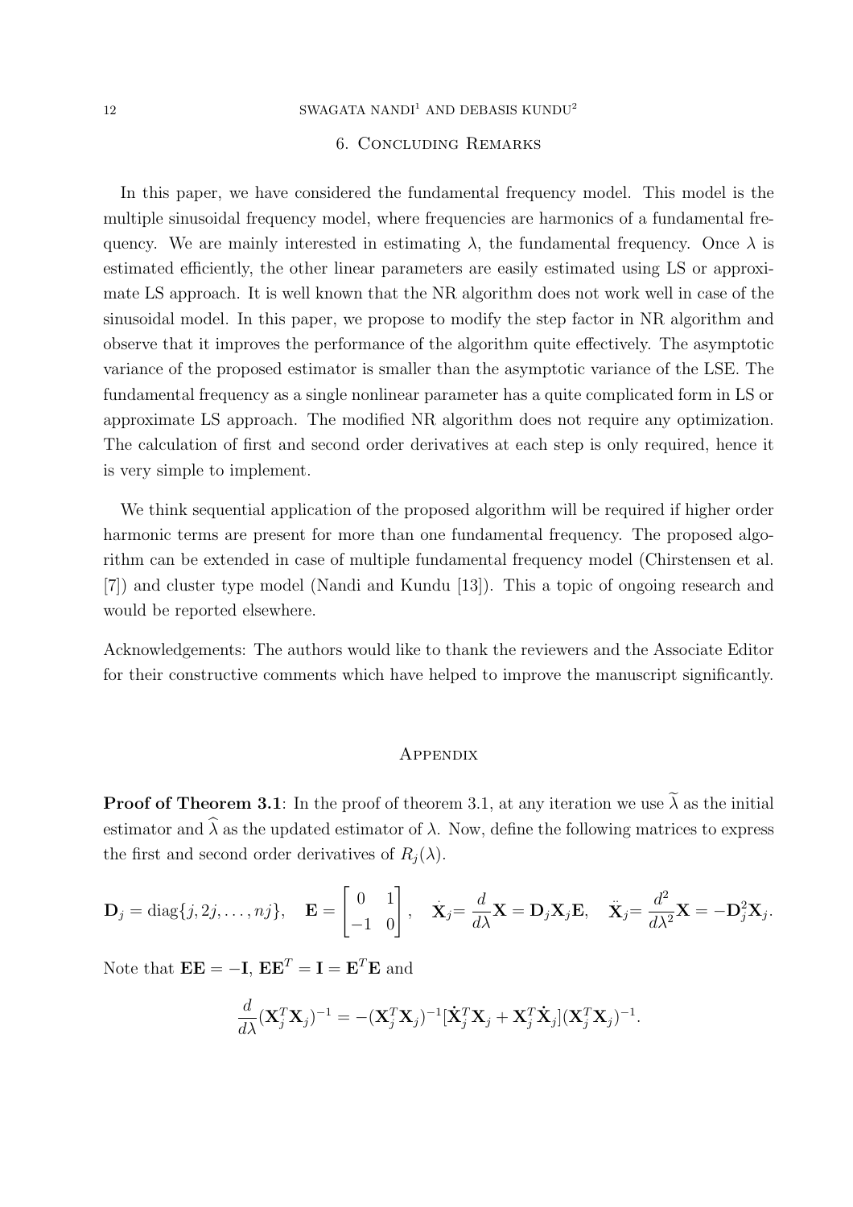## 6. Concluding Remarks

In this paper, we have considered the fundamental frequency model. This model is the multiple sinusoidal frequency model, where frequencies are harmonics of a fundamental frequency. We are mainly interested in estimating $\lambda$, the fundamental frequency. Once $\lambda$ is estimated efficiently, the other linear parameters are easily estimated using LS or approximate LS approach. It is well known that the NR algorithm does not work well in case of the sinusoidal model. In this paper, we propose to modify the step factor in NR algorithm and observe that it improves the performance of the algorithm quite effectively. The asymptotic variance of the proposed estimator is smaller than the asymptotic variance of the LSE. The fundamental frequency as a single nonlinear parameter has a quite complicated form in LS or approximate LS approach. The modified NR algorithm does not require any optimization. The calculation of first and second order derivatives at each step is only required, hence it is very simple to implement.

We think sequential application of the proposed algorithm will be required if higher order harmonic terms are present for more than one fundamental frequency. The proposed algorithm can be extended in case of multiple fundamental frequency model (Chirstensen et al. [7]) and cluster type model (Nandi and Kundu [13]). This a topic of ongoing research and would be reported elsewhere.

Acknowledgements: The authors would like to thank the reviewers and the Associate Editor for their constructive comments which have helped to improve the manuscript significantly.

## Appendix

**Proof of Theorem 3.1**: In the proof of theorem 3.1, at any iteration we use $\widetilde{\lambda}$ as the initial estimator and $\widehat{\lambda}$ as the updated estimator of $\lambda$. Now, define the following matrices to express the first and second order derivatives of $R_j(\lambda)$.

$$\mathbf{D}_j = \text{diag}\{j, 2j, \ldots, nj\}, \quad \mathbf{E} = \begin{bmatrix} 0 & 1 \\ -1 & 0 \end{bmatrix}, \quad \dot{\mathbf{X}}_j = \frac{d}{d\lambda}\mathbf{X} = \mathbf{D}_j \mathbf{X}_j \mathbf{E}, \quad \ddot{\mathbf{X}}_j = \frac{d^2}{d\lambda^2}\mathbf{X} = -\mathbf{D}_j^2 \mathbf{X}_j.$$

Note that $\mathbf{E}\mathbf{E} = -\mathbf{I}$, $\mathbf{E}\mathbf{E}^T = \mathbf{I} = \mathbf{E}^T\mathbf{E}$ and

$$\frac{d}{d\lambda}(\mathbf{X}_j^T\mathbf{X}_j)^{-1} = -(\mathbf{X}_j^T\mathbf{X}_j)^{-1}[\dot{\mathbf{X}}_j^T\mathbf{X}_j + \mathbf{X}_j^T\dot{\mathbf{X}}_j](\mathbf{X}_j^T\mathbf{X}_j)^{-1}.$$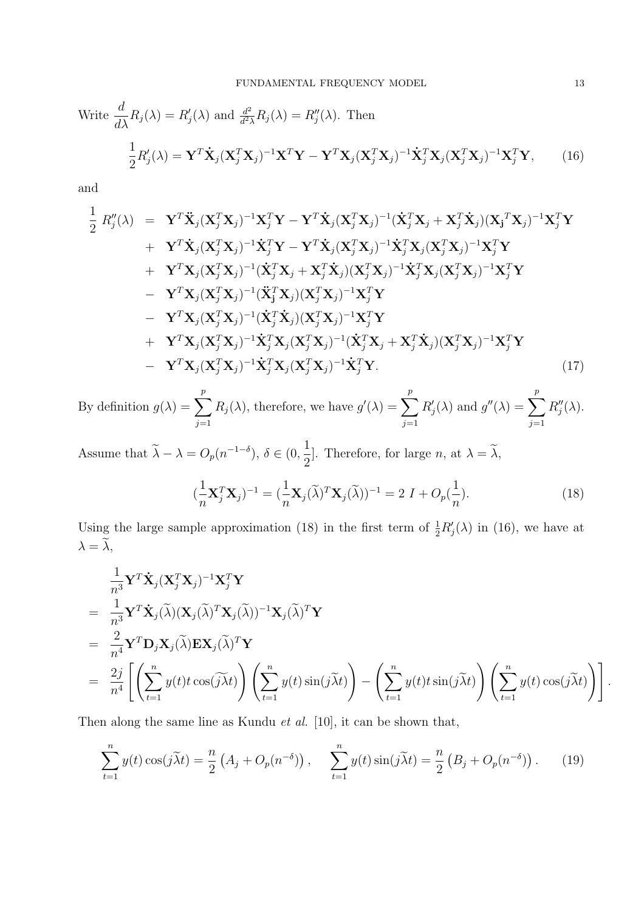Write $\frac{d}{d\lambda}R_j(\lambda) = R_j'(\lambda)$ and $\frac{d^2}{d^2\lambda}R_j(\lambda) = R_j''(\lambda)$. Then

$$\frac{1}{2}R_j'(\lambda) = \mathbf{Y}^T\dot{\mathbf{X}}_j(\mathbf{X}_j^T\mathbf{X}_j)^{-1}\mathbf{X}^T\mathbf{Y} - \mathbf{Y}^T\mathbf{X}_j(\mathbf{X}_j^T\mathbf{X}_j)^{-1}\dot{\mathbf{X}}_j^T\mathbf{X}_j(\mathbf{X}_j^T\mathbf{X}_j)^{-1}\mathbf{X}_j^T\mathbf{Y}, \tag{16}$$

and

$$\begin{aligned}
\frac{1}{2}\ R_j''(\lambda) \ &= \ \mathbf{Y}^T\ddot{\mathbf{X}}_j(\mathbf{X}_j^T\mathbf{X}_j)^{-1}\mathbf{X}_j^T\mathbf{Y} - \mathbf{Y}^T\dot{\mathbf{X}}_j(\mathbf{X}_j^T\mathbf{X}_j)^{-1}(\dot{\mathbf{X}}_j^T\mathbf{X}_j + \mathbf{X}_j^T\dot{\mathbf{X}}_j)(\mathbf{X_j}^T\mathbf{X}_j)^{-1}\mathbf{X}_j^T\mathbf{Y} \\
&+ \ \mathbf{Y}^T\dot{\mathbf{X}}_j(\mathbf{X}_j^T\mathbf{X}_j)^{-1}\dot{\mathbf{X}}_j^T\mathbf{Y} - \mathbf{Y}^T\dot{\mathbf{X}}_j(\mathbf{X}_j^T\mathbf{X}_j)^{-1}\dot{\mathbf{X}}_j^T\mathbf{X}_j(\mathbf{X}_j^T\mathbf{X}_j)^{-1}\mathbf{X}_j^T\mathbf{Y} \\
&+ \ \mathbf{Y}^T\mathbf{X}_j(\mathbf{X}_j^T\mathbf{X}_j)^{-1}(\dot{\mathbf{X}}_j^T\mathbf{X}_j + \mathbf{X}_j^T\dot{\mathbf{X}}_j)(\mathbf{X}_j^T\mathbf{X}_j)^{-1}\dot{\mathbf{X}}_j^T\mathbf{X}_j(\mathbf{X}_j^T\mathbf{X}_j)^{-1}\mathbf{X}_j^T\mathbf{Y} \\
&- \ \mathbf{Y}^T\mathbf{X}_j(\mathbf{X}_j^T\mathbf{X}_j)^{-1}(\ddot{\mathbf{X}}_{\mathbf{j}}^T\mathbf{X}_j)(\mathbf{X}_j^T\mathbf{X}_j)^{-1}\mathbf{X}_j^T\mathbf{Y} \\
&- \ \mathbf{Y}^T\mathbf{X}_j(\mathbf{X}_j^T\mathbf{X}_j)^{-1}(\dot{\mathbf{X}}_j^T\dot{\mathbf{X}}_j)(\mathbf{X}_j^T\mathbf{X}_j)^{-1}\mathbf{X}_j^T\mathbf{Y} \\
&+ \ \mathbf{Y}^T\mathbf{X}_j(\mathbf{X}_j^T\mathbf{X}_j)^{-1}\dot{\mathbf{X}}_j^T\mathbf{X}_j(\mathbf{X}_j^T\mathbf{X}_j)^{-1}(\dot{\mathbf{X}}_j^T\mathbf{X}_j + \mathbf{X}_j^T\dot{\mathbf{X}}_j)(\mathbf{X}_j^T\mathbf{X}_j)^{-1}\mathbf{X}_j^T\mathbf{Y} \\
&- \ \mathbf{Y}^T\mathbf{X}_j(\mathbf{X}_j^T\mathbf{X}_j)^{-1}\dot{\mathbf{X}}_j^T\mathbf{X}_j(\mathbf{X}_j^T\mathbf{X}_j)^{-1}\dot{\mathbf{X}}_j^T\mathbf{Y}.
\end{aligned} \tag{17}$$

By definition $g(\lambda) = \sum_{j=1}^{p} R_j(\lambda)$, therefore, we have $g'(\lambda) = \sum_{j=1}^{p} R_j'(\lambda)$ and $g''(\lambda) = \sum_{j=1}^{p} R_j''(\lambda)$.

Assume that $\widetilde{\lambda} - \lambda = O_p(n^{-1-\delta})$, $\delta \in (0, \frac{1}{2}]$. Therefore, for large $n$, at $\lambda = \widetilde{\lambda}$,

$$(\frac{1}{n}\mathbf{X}_j^T\mathbf{X}_j)^{-1} = (\frac{1}{n}\mathbf{X}_j(\widetilde{\lambda})^T\mathbf{X}_j(\widetilde{\lambda}))^{-1} = 2\ I + O_p(\frac{1}{n}). \tag{18}$$

Using the large sample approximation (18) in the first term of $\frac{1}{2}R_j'(\lambda)$ in (16), we have at $\lambda = \widetilde{\lambda}$,

$$\begin{aligned}
&\frac{1}{n^3}\mathbf{Y}^T\dot{\mathbf{X}}_j(\mathbf{X}_j^T\mathbf{X}_j)^{-1}\mathbf{X}_j^T\mathbf{Y} \\
= \ &\frac{1}{n^3}\mathbf{Y}^T\dot{\mathbf{X}}_j(\widetilde{\lambda})(\mathbf{X}_j(\widetilde{\lambda})^T\mathbf{X}_j(\widetilde{\lambda}))^{-1}\mathbf{X}_j(\widetilde{\lambda})^T\mathbf{Y} \\
= \ &\frac{2}{n^4}\mathbf{Y}^T\mathbf{D}_j\mathbf{X}_j(\widetilde{\lambda})\mathbf{E}\mathbf{X}_j(\widetilde{\lambda})^T\mathbf{Y} \\
= \ &\frac{2j}{n^4}\left[\left(\sum_{t=1}^{n} y(t)t\cos(j\widetilde{\lambda}t)\right)\left(\sum_{t=1}^{n} y(t)\sin(j\widetilde{\lambda}t)\right) - \left(\sum_{t=1}^{n} y(t)t\sin(j\widetilde{\lambda}t)\right)\left(\sum_{t=1}^{n} y(t)\cos(j\widetilde{\lambda}t)\right)\right].
\end{aligned}$$

Then along the same line as Kundu *et al.* [10], it can be shown that,

$$\sum_{t=1}^{n} y(t)\cos(j\widetilde{\lambda}t) = \frac{n}{2}\left(A_j + O_p(n^{-\delta})\right), \quad \sum_{t=1}^{n} y(t)\sin(j\widetilde{\lambda}t) = \frac{n}{2}\left(B_j + O_p(n^{-\delta})\right). \tag{19}$$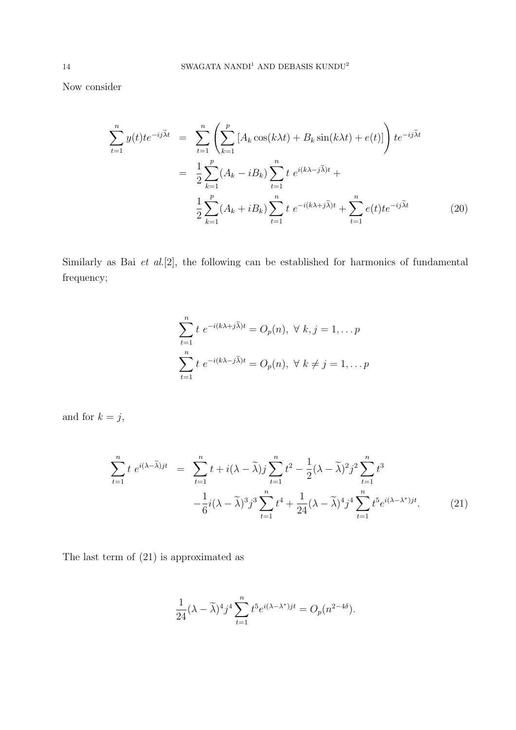Now consider

$$
\begin{aligned}
\sum_{t=1}^{n} y(t) t e^{-ij\widetilde{\lambda}t} &= \sum_{t=1}^{n} \left( \sum_{k=1}^{p} \left[ A_k \cos(k\lambda t) + B_k \sin(k\lambda t) + e(t) \right] \right) t e^{-ij\widetilde{\lambda}t} \\
&= \frac{1}{2} \sum_{k=1}^{p} (A_k - iB_k) \sum_{t=1}^{n} t \; e^{i(k\lambda - j\widetilde{\lambda})t} + \\
&\quad \frac{1}{2} \sum_{k=1}^{p} (A_k + iB_k) \sum_{t=1}^{n} t \; e^{-i(k\lambda + j\widetilde{\lambda})t} + \sum_{t=1}^{n} e(t) t e^{-ij\widetilde{\lambda}t} \qquad (20)
\end{aligned}
$$

Similarly as Bai *et al.*[2], the following can be established for harmonics of fundamental frequency;

$$
\begin{aligned}
&\sum_{t=1}^{n} t \; e^{-i(k\lambda + j\widetilde{\lambda})t} = O_p(n), \;\; \forall \; k, j = 1, \dots p \\
&\sum_{t=1}^{n} t \; e^{-i(k\lambda - j\widetilde{\lambda})t} = O_p(n), \;\; \forall \; k \neq j = 1, \dots p
\end{aligned}
$$

and for $k = j$,

$$
\begin{aligned}
\sum_{t=1}^{n} t \; e^{i(\lambda - \widetilde{\lambda})jt} &= \sum_{t=1}^{n} t + i(\lambda - \widetilde{\lambda}) j \sum_{t=1}^{n} t^2 - \frac{1}{2} (\lambda - \widetilde{\lambda})^2 j^2 \sum_{t=1}^{n} t^3 \\
&\quad - \frac{1}{6} i (\lambda - \widetilde{\lambda})^3 j^3 \sum_{t=1}^{n} t^4 + \frac{1}{24} (\lambda - \widetilde{\lambda})^4 j^4 \sum_{t=1}^{n} t^5 e^{i(\lambda - \lambda^*)jt}. \qquad (21)
\end{aligned}
$$

The last term of (21) is approximated as

$$
\frac{1}{24} (\lambda - \widetilde{\lambda})^4 j^4 \sum_{t=1}^{n} t^5 e^{i(\lambda - \lambda^*)jt} = O_p(n^{2-4\delta}).
$$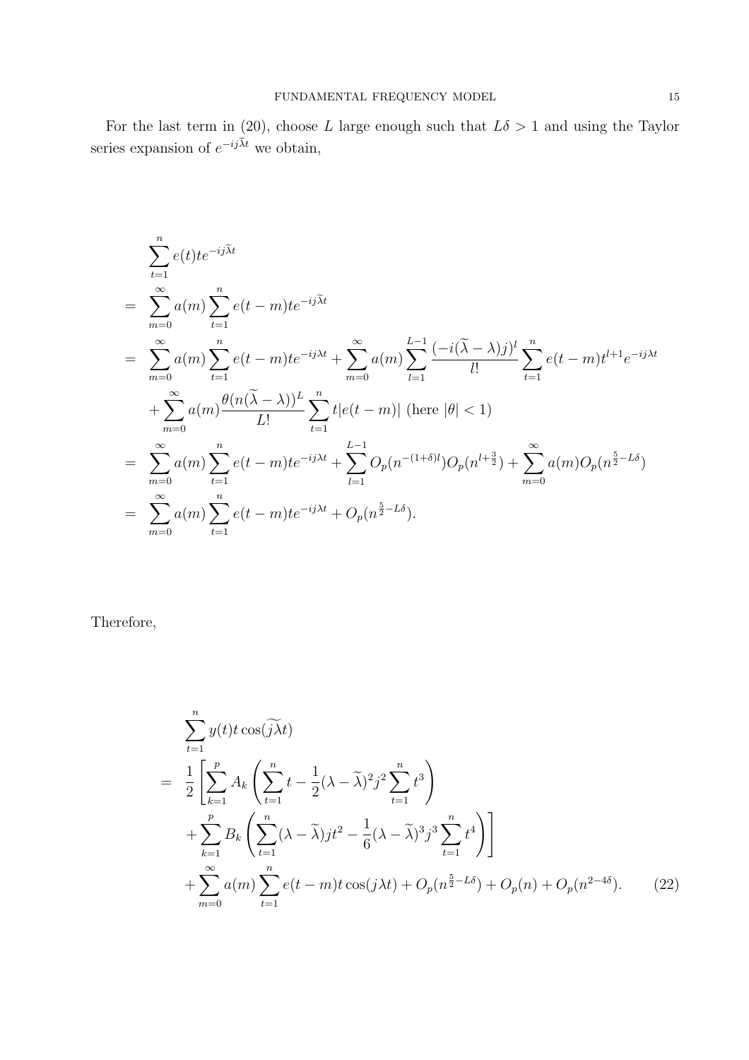For the last term in (20), choose $L$ large enough such that $L\delta > 1$ and using the Taylor series expansion of $e^{-ij\widetilde{\lambda}t}$ we obtain,

$$
\begin{aligned}
& \sum_{t=1}^{n} e(t) t e^{-ij\widetilde{\lambda}t} \\
= \; & \sum_{m=0}^{\infty} a(m) \sum_{t=1}^{n} e(t-m) t e^{-ij\widetilde{\lambda}t} \\
= \; & \sum_{m=0}^{\infty} a(m) \sum_{t=1}^{n} e(t-m) t e^{-ij\lambda t} + \sum_{m=0}^{\infty} a(m) \sum_{l=1}^{L-1} \frac{(-i(\widetilde{\lambda}-\lambda)j)^l}{l!} \sum_{t=1}^{n} e(t-m) t^{l+1} e^{-ij\lambda t} \\
& + \sum_{m=0}^{\infty} a(m) \frac{\theta(n(\widetilde{\lambda}-\lambda))^L}{L!} \sum_{t=1}^{n} t|e(t-m)| \text{ (here } |\theta| < 1) \\
= \; & \sum_{m=0}^{\infty} a(m) \sum_{t=1}^{n} e(t-m) t e^{-ij\lambda t} + \sum_{l=1}^{L-1} O_p(n^{-(1+\delta)l}) O_p(n^{l+\frac{3}{2}}) + \sum_{m=0}^{\infty} a(m) O_p(n^{\frac{5}{2}-L\delta}) \\
= \; & \sum_{m=0}^{\infty} a(m) \sum_{t=1}^{n} e(t-m) t e^{-ij\lambda t} + O_p(n^{\frac{5}{2}-L\delta}).
\end{aligned}
$$

Therefore,

$$
\begin{aligned}
& \sum_{t=1}^{n} y(t) t \cos(\widetilde{j\lambda} t) \\
= \; & \frac{1}{2} \left[ \sum_{k=1}^{p} A_k \left( \sum_{t=1}^{n} t - \frac{1}{2}(\lambda - \widetilde{\lambda})^2 j^2 \sum_{t=1}^{n} t^3 \right) \right. \\
& \left. + \sum_{k=1}^{p} B_k \left( \sum_{t=1}^{n} (\lambda - \widetilde{\lambda}) j t^2 - \frac{1}{6}(\lambda - \widetilde{\lambda})^3 j^3 \sum_{t=1}^{n} t^4 \right) \right] \\
& + \sum_{m=0}^{\infty} a(m) \sum_{t=1}^{n} e(t-m) t \cos(j\lambda t) + O_p(n^{\frac{5}{2}-L\delta}) + O_p(n) + O_p(n^{2-4\delta}). \qquad (22)
\end{aligned}
$$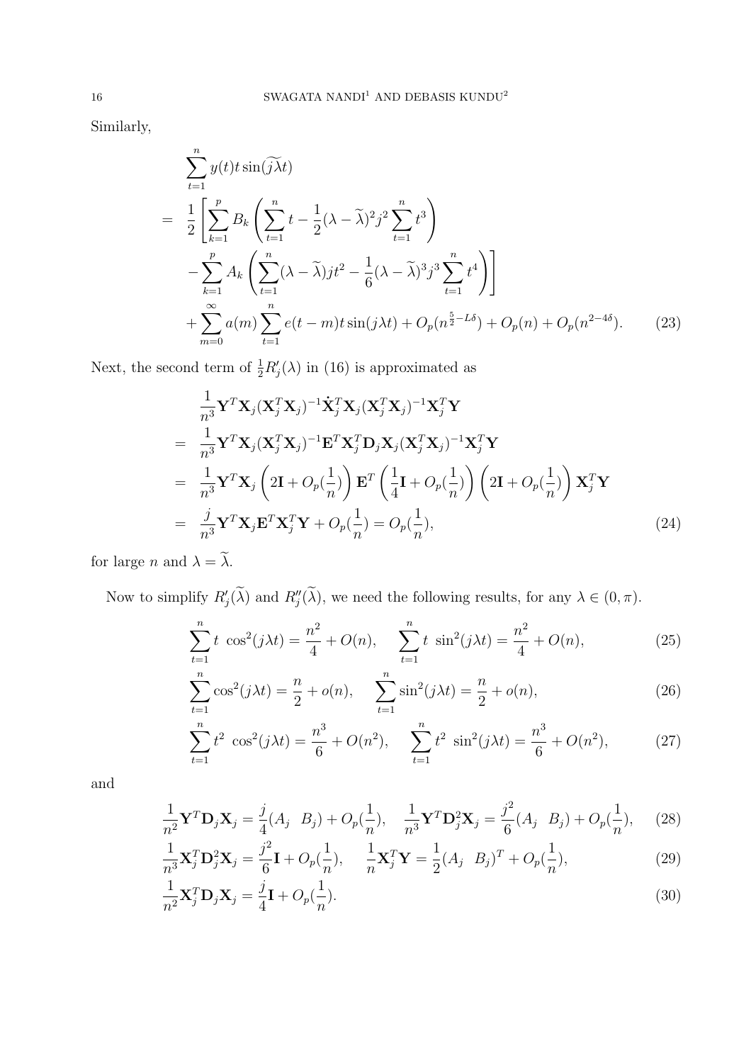Similarly,

$$
\begin{aligned}
&\sum_{t=1}^{n} y(t) t \sin(\widetilde{j\lambda} t) \\
= \;& \frac{1}{2}\left[\sum_{k=1}^{p} B_k \left(\sum_{t=1}^{n} t - \frac{1}{2}(\lambda - \widetilde{\lambda})^2 j^2 \sum_{t=1}^{n} t^3\right)\right. \\
& \left. - \sum_{k=1}^{p} A_k \left(\sum_{t=1}^{n} (\lambda - \widetilde{\lambda}) j t^2 - \frac{1}{6}(\lambda - \widetilde{\lambda})^3 j^3 \sum_{t=1}^{n} t^4\right)\right] \\
& + \sum_{m=0}^{\infty} a(m) \sum_{t=1}^{n} e(t-m) t \sin(j\lambda t) + O_p(n^{\frac{5}{2} - L\delta}) + O_p(n) + O_p(n^{2-4\delta}). \qquad (23)
\end{aligned}
$$

Next, the second term of $\frac{1}{2}R_j'(\lambda)$ in (16) is approximated as

$$
\begin{aligned}
& \frac{1}{n^3}\mathbf{Y}^T \mathbf{X}_j (\mathbf{X}_j^T \mathbf{X}_j)^{-1} \dot{\mathbf{X}}_j^T \mathbf{X}_j (\mathbf{X}_j^T \mathbf{X}_j)^{-1} \mathbf{X}_j^T \mathbf{Y} \\
= \;& \frac{1}{n^3}\mathbf{Y}^T \mathbf{X}_j (\mathbf{X}_j^T \mathbf{X}_j)^{-1} \mathbf{E}^T \mathbf{X}_j^T \mathbf{D}_j \mathbf{X}_j (\mathbf{X}_j^T \mathbf{X}_j)^{-1} \mathbf{X}_j^T \mathbf{Y} \\
= \;& \frac{1}{n^3}\mathbf{Y}^T \mathbf{X}_j \left(2\mathbf{I} + O_p(\frac{1}{n})\right) \mathbf{E}^T \left(\frac{1}{4}\mathbf{I} + O_p(\frac{1}{n})\right) \left(2\mathbf{I} + O_p(\frac{1}{n})\right) \mathbf{X}_j^T \mathbf{Y} \\
= \;& \frac{j}{n^3}\mathbf{Y}^T \mathbf{X}_j \mathbf{E}^T \mathbf{X}_j^T \mathbf{Y} + O_p(\frac{1}{n}) = O_p(\frac{1}{n}), \qquad (24)
\end{aligned}
$$

for large $n$ and $\lambda = \widetilde{\lambda}$.

Now to simplify $R_j'(\widetilde{\lambda})$ and $R_j''(\widetilde{\lambda})$, we need the following results, for any $\lambda \in (0, \pi)$.

$$
\sum_{t=1}^{n} t \, \cos^2(j\lambda t) = \frac{n^2}{4} + O(n), \quad \sum_{t=1}^{n} t \, \sin^2(j\lambda t) = \frac{n^2}{4} + O(n), \qquad (25)
$$

$$
\sum_{t=1}^{n} \cos^2(j\lambda t) = \frac{n}{2} + o(n), \quad \sum_{t=1}^{n} \sin^2(j\lambda t) = \frac{n}{2} + o(n), \qquad (26)
$$

$$
\sum_{t=1}^{n} t^2 \, \cos^2(j\lambda t) = \frac{n^3}{6} + O(n^2), \quad \sum_{t=1}^{n} t^2 \, \sin^2(j\lambda t) = \frac{n^3}{6} + O(n^2), \qquad (27)
$$

and

$$
\frac{1}{n^2}\mathbf{Y}^T \mathbf{D}_j \mathbf{X}_j = \frac{j}{4}(A_j \;\; B_j) + O_p(\frac{1}{n}), \quad \frac{1}{n^3}\mathbf{Y}^T \mathbf{D}_j^2 \mathbf{X}_j = \frac{j^2}{6}(A_j \;\; B_j) + O_p(\frac{1}{n}), \qquad (28)
$$

$$
\frac{1}{n^3}\mathbf{X}_j^T \mathbf{D}_j^2 \mathbf{X}_j = \frac{j^2}{6}\mathbf{I} + O_p(\frac{1}{n}), \quad \frac{1}{n}\mathbf{X}_j^T \mathbf{Y} = \frac{1}{2}(A_j \;\; B_j)^T + O_p(\frac{1}{n}), \qquad (29)
$$

$$
\frac{1}{n^2}\mathbf{X}_j^T \mathbf{D}_j \mathbf{X}_j = \frac{j}{4}\mathbf{I} + O_p(\frac{1}{n}). \qquad (30)
$$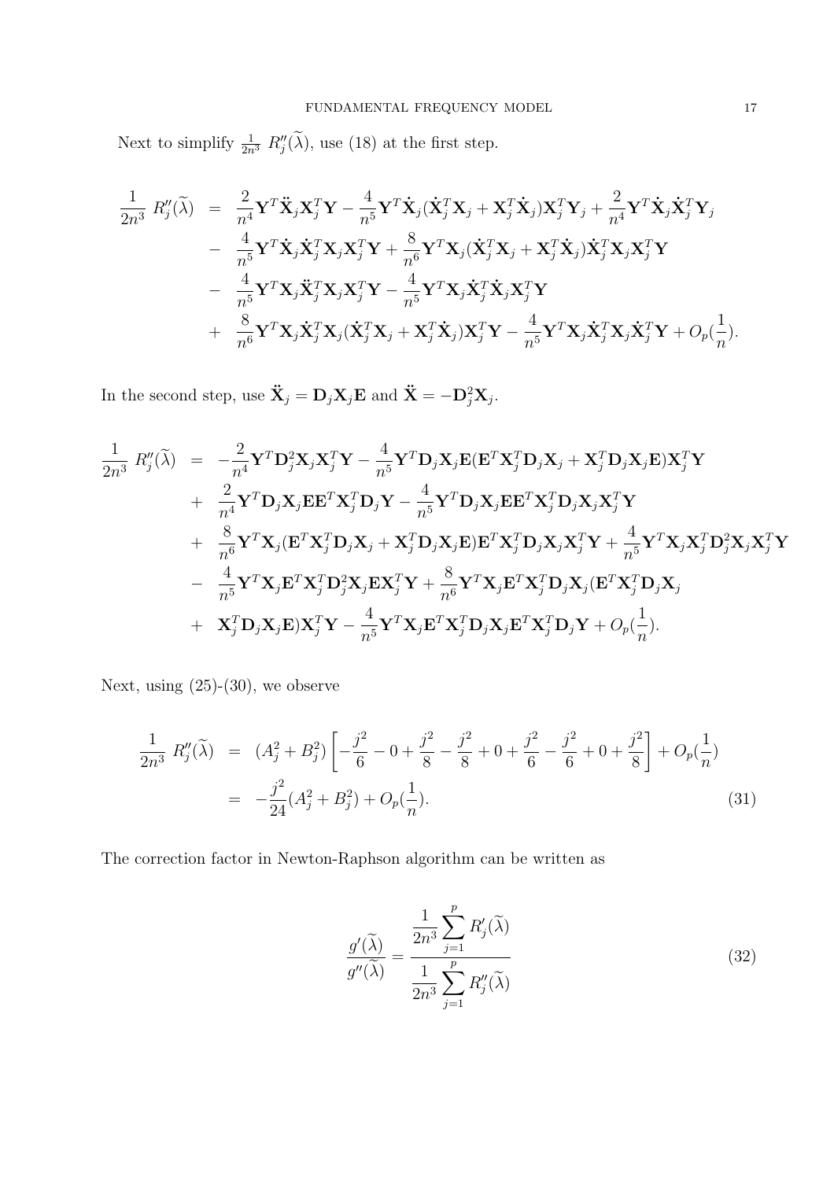Next to simplify $\frac{1}{2n^3}\ R_j''(\widetilde{\lambda})$, use (18) at the first step.

$$
\begin{aligned}
\frac{1}{2n^3}\ R_j''(\widetilde{\lambda}) \ &= \ \frac{2}{n^4}\mathbf{Y}^T\ddot{\mathbf{X}}_j\mathbf{X}_j^T\mathbf{Y} - \frac{4}{n^5}\mathbf{Y}^T\dot{\mathbf{X}}_j(\dot{\mathbf{X}}_j^T\mathbf{X}_j + \mathbf{X}_j^T\dot{\mathbf{X}}_j)\mathbf{X}_j^T\mathbf{Y}_j + \frac{2}{n^4}\mathbf{Y}^T\dot{\mathbf{X}}_j\dot{\mathbf{X}}_j^T\mathbf{Y}_j \\
&- \ \frac{4}{n^5}\mathbf{Y}^T\dot{\mathbf{X}}_j\dot{\mathbf{X}}_j^T\mathbf{X}_j\mathbf{X}_j^T\mathbf{Y} + \frac{8}{n^6}\mathbf{Y}^T\mathbf{X}_j(\dot{\mathbf{X}}_j^T\mathbf{X}_j + \mathbf{X}_j^T\dot{\mathbf{X}}_j)\dot{\mathbf{X}}_j^T\mathbf{X}_j\mathbf{X}_j^T\mathbf{Y} \\
&- \ \frac{4}{n^5}\mathbf{Y}^T\mathbf{X}_j\ddot{\mathbf{X}}_j^T\mathbf{X}_j\mathbf{X}_j^T\mathbf{Y} - \frac{4}{n^5}\mathbf{Y}^T\mathbf{X}_j\dot{\mathbf{X}}_j^T\dot{\mathbf{X}}_j\mathbf{X}_j^T\mathbf{Y} \\
&+ \ \frac{8}{n^6}\mathbf{Y}^T\mathbf{X}_j\dot{\mathbf{X}}_j^T\mathbf{X}_j(\dot{\mathbf{X}}_j^T\mathbf{X}_j + \mathbf{X}_j^T\dot{\mathbf{X}}_j)\mathbf{X}_j^T\mathbf{Y} - \frac{4}{n^5}\mathbf{Y}^T\mathbf{X}_j\dot{\mathbf{X}}_j^T\mathbf{X}_j\dot{\mathbf{X}}_j^T\mathbf{Y} + O_p(\frac{1}{n}).
\end{aligned}
$$

In the second step, use $\ddot{\mathbf{X}}_j = \mathbf{D}_j\mathbf{X}_j\mathbf{E}$ and $\ddot{\mathbf{X}} = -\mathbf{D}_j^2\mathbf{X}_j$.

$$
\begin{aligned}
\frac{1}{2n^3}\ R_j''(\widetilde{\lambda}) \ &= \ -\frac{2}{n^4}\mathbf{Y}^T\mathbf{D}_j^2\mathbf{X}_j\mathbf{X}_j^T\mathbf{Y} - \frac{4}{n^5}\mathbf{Y}^T\mathbf{D}_j\mathbf{X}_j\mathbf{E}(\mathbf{E}^T\mathbf{X}_j^T\mathbf{D}_j\mathbf{X}_j + \mathbf{X}_j^T\mathbf{D}_j\mathbf{X}_j\mathbf{E})\mathbf{X}_j^T\mathbf{Y} \\
&+ \ \frac{2}{n^4}\mathbf{Y}^T\mathbf{D}_j\mathbf{X}_j\mathbf{E}\mathbf{E}^T\mathbf{X}_j^T\mathbf{D}_j\mathbf{Y} - \frac{4}{n^5}\mathbf{Y}^T\mathbf{D}_j\mathbf{X}_j\mathbf{E}\mathbf{E}^T\mathbf{X}_j^T\mathbf{D}_j\mathbf{X}_j\mathbf{X}_j^T\mathbf{Y} \\
&+ \ \frac{8}{n^6}\mathbf{Y}^T\mathbf{X}_j(\mathbf{E}^T\mathbf{X}_j^T\mathbf{D}_j\mathbf{X}_j + \mathbf{X}_j^T\mathbf{D}_j\mathbf{X}_j\mathbf{E})\mathbf{E}^T\mathbf{X}_j^T\mathbf{D}_j\mathbf{X}_j\mathbf{X}_j^T\mathbf{Y} + \frac{4}{n^5}\mathbf{Y}^T\mathbf{X}_j\mathbf{X}_j^T\mathbf{D}_j^2\mathbf{X}_j\mathbf{X}_j^T\mathbf{Y} \\
&- \ \frac{4}{n^5}\mathbf{Y}^T\mathbf{X}_j\mathbf{E}^T\mathbf{X}_j^T\mathbf{D}_j^2\mathbf{X}_j\mathbf{E}\mathbf{X}_j^T\mathbf{Y} + \frac{8}{n^6}\mathbf{Y}^T\mathbf{X}_j\mathbf{E}^T\mathbf{X}_j^T\mathbf{D}_j\mathbf{X}_j(\mathbf{E}^T\mathbf{X}_j^T\mathbf{D}_j\mathbf{X}_j \\
&+ \ \mathbf{X}_j^T\mathbf{D}_j\mathbf{X}_j\mathbf{E})\mathbf{X}_j^T\mathbf{Y} - \frac{4}{n^5}\mathbf{Y}^T\mathbf{X}_j\mathbf{E}^T\mathbf{X}_j^T\mathbf{D}_j\mathbf{X}_j\mathbf{E}^T\mathbf{X}_j^T\mathbf{D}_j\mathbf{Y} + O_p(\frac{1}{n}).
\end{aligned}
$$

Next, using (25)-(30), we observe

$$
\begin{aligned}
\frac{1}{2n^3}\ R_j''(\widetilde{\lambda}) \ &= \ (A_j^2 + B_j^2)\left[-\frac{j^2}{6} - 0 + \frac{j^2}{8} - \frac{j^2}{8} + 0 + \frac{j^2}{6} - \frac{j^2}{6} + 0 + \frac{j^2}{8}\right] + O_p(\frac{1}{n}) \\
&= \ -\frac{j^2}{24}(A_j^2 + B_j^2) + O_p(\frac{1}{n}). \qquad (31)
\end{aligned}
$$

The correction factor in Newton-Raphson algorithm can be written as

$$
\frac{g'(\widetilde{\lambda})}{g''(\widetilde{\lambda})} = \frac{\dfrac{1}{2n^3}\displaystyle\sum_{j=1}^{p} R_j'(\widetilde{\lambda})}{\dfrac{1}{2n^3}\displaystyle\sum_{j=1}^{p} R_j''(\widetilde{\lambda})} \qquad (32)
$$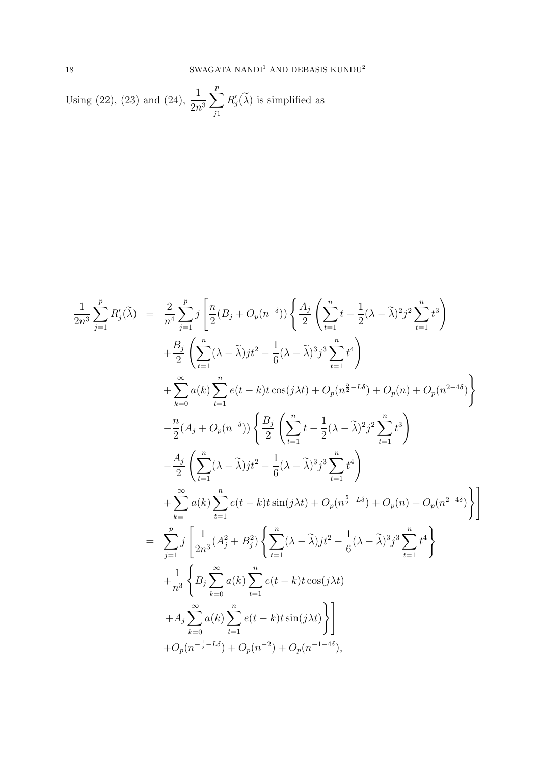Using (22), (23) and (24), $\frac{1}{2n^3}\sum_{j1}^{p} R_j'(\widetilde{\lambda})$ is simplified as

$$
\begin{aligned}
\frac{1}{2n^3}\sum_{j=1}^{p} R_j'(\widetilde{\lambda}) &= \frac{2}{n^4}\sum_{j=1}^{p} j\left[\frac{n}{2}(B_j + O_p(n^{-\delta}))\left\{\frac{A_j}{2}\left(\sum_{t=1}^{n} t - \frac{1}{2}(\lambda-\widetilde{\lambda})^2 j^2 \sum_{t=1}^{n} t^3\right)\right.\right. \\
&\quad + \frac{B_j}{2}\left(\sum_{t=1}^{n}(\lambda-\widetilde{\lambda}) j t^2 - \frac{1}{6}(\lambda-\widetilde{\lambda})^3 j^3 \sum_{t=1}^{n} t^4\right) \\
&\quad \left. + \sum_{k=0}^{\infty} a(k)\sum_{t=1}^{n} e(t-k) t\cos(j\lambda t) + O_p(n^{\frac{5}{2}-L\delta}) + O_p(n) + O_p(n^{2-4\delta})\right\} \\
&\quad - \frac{n}{2}(A_j + O_p(n^{-\delta}))\left\{\frac{B_j}{2}\left(\sum_{t=1}^{n} t - \frac{1}{2}(\lambda-\widetilde{\lambda})^2 j^2 \sum_{t=1}^{n} t^3\right)\right. \\
&\quad - \frac{A_j}{2}\left(\sum_{t=1}^{n}(\lambda-\widetilde{\lambda}) j t^2 - \frac{1}{6}(\lambda-\widetilde{\lambda})^3 j^3 \sum_{t=1}^{n} t^4\right) \\
&\quad \left.\left. + \sum_{k=-}^{\infty} a(k)\sum_{t=1}^{n} e(t-k) t\sin(j\lambda t) + O_p(n^{\frac{5}{2}-L\delta}) + O_p(n) + O_p(n^{2-4\delta})\right\}\right] \\
&= \sum_{j=1}^{p} j\left[\frac{1}{2n^3}(A_j^2 + B_j^2)\left\{\sum_{t=1}^{n}(\lambda-\widetilde{\lambda}) j t^2 - \frac{1}{6}(\lambda-\widetilde{\lambda})^3 j^3 \sum_{t=1}^{n} t^4\right\}\right. \\
&\quad + \frac{1}{n^3}\left\{B_j \sum_{k=0}^{\infty} a(k)\sum_{t=1}^{n} e(t-k) t\cos(j\lambda t)\right. \\
&\quad \left.\left. + A_j \sum_{k=0}^{\infty} a(k)\sum_{t=1}^{n} e(t-k) t\sin(j\lambda t)\right\}\right] \\
&\quad + O_p(n^{-\frac{1}{2}-L\delta}) + O_p(n^{-2}) + O_p(n^{-1-4\delta}),
\end{aligned}
$$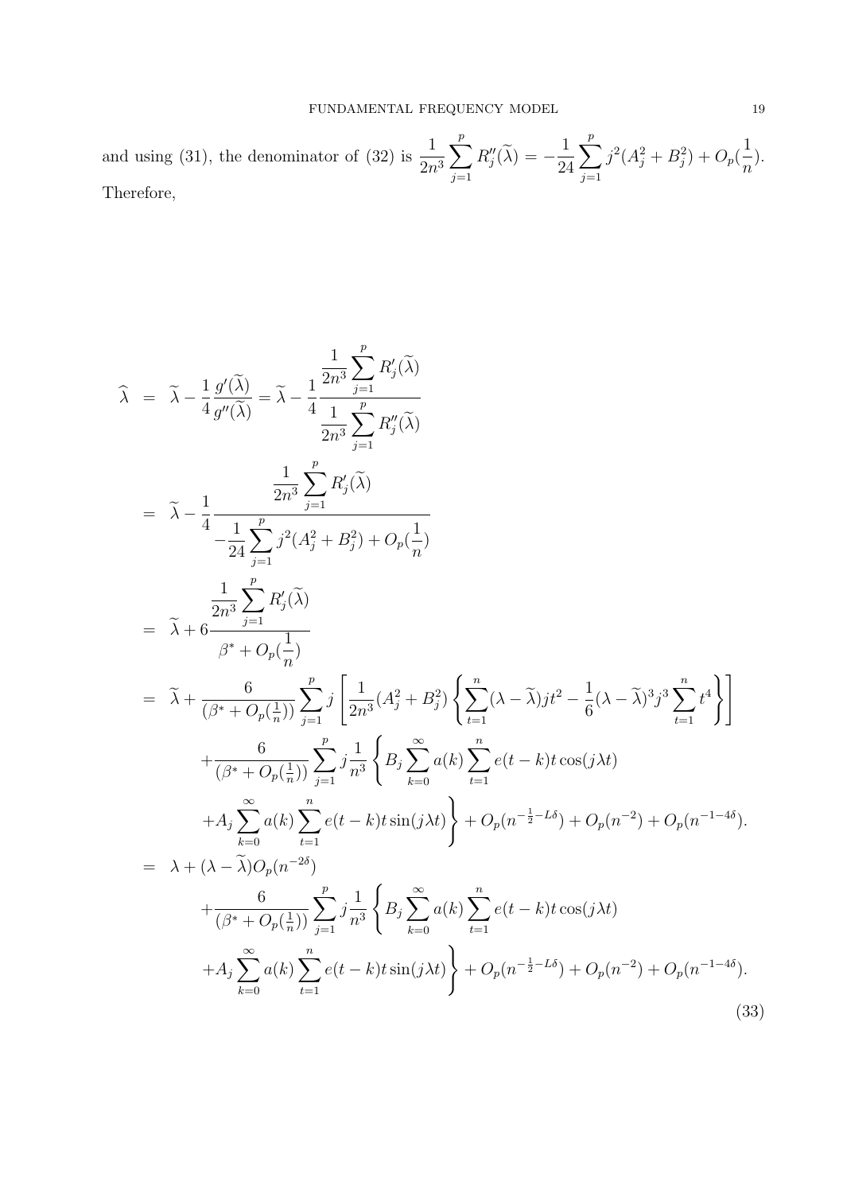and using (31), the denominator of (32) is $\frac{1}{2n^3}\sum_{j=1}^{p} R''_j(\widetilde{\lambda}) = -\frac{1}{24}\sum_{j=1}^{p} j^2(A_j^2+B_j^2) + O_p(\frac{1}{n})$. Therefore,

$$
\begin{aligned}
\widehat{\lambda} &= \widetilde{\lambda} - \frac{1}{4}\frac{g'(\widetilde{\lambda})}{g''(\widetilde{\lambda})} = \widetilde{\lambda} - \frac{1}{4}\frac{\frac{1}{2n^3}\sum_{j=1}^{p} R'_j(\widetilde{\lambda})}{\frac{1}{2n^3}\sum_{j=1}^{p} R''_j(\widetilde{\lambda})} \\
&= \widetilde{\lambda} - \frac{1}{4}\frac{\frac{1}{2n^3}\sum_{j=1}^{p} R'_j(\widetilde{\lambda})}{-\frac{1}{24}\sum_{j=1}^{p} j^2(A_j^2+B_j^2) + O_p(\frac{1}{n})} \\
&= \widetilde{\lambda} + 6\frac{\frac{1}{2n^3}\sum_{j=1}^{p} R'_j(\widetilde{\lambda})}{\beta^* + O_p(\frac{1}{n})} \\
&= \widetilde{\lambda} + \frac{6}{(\beta^* + O_p(\frac{1}{n}))}\sum_{j=1}^{p} j\left[\frac{1}{2n^3}(A_j^2+B_j^2)\left\{\sum_{t=1}^{n}(\lambda-\widetilde{\lambda})jt^2 - \frac{1}{6}(\lambda-\widetilde{\lambda})^3 j^3 \sum_{t=1}^{n} t^4\right\}\right] \\
&\quad + \frac{6}{(\beta^* + O_p(\frac{1}{n}))}\sum_{j=1}^{p} j\frac{1}{n^3}\left\{B_j\sum_{k=0}^{\infty} a(k)\sum_{t=1}^{n} e(t-k)t\cos(j\lambda t)\right. \\
&\quad \left. + A_j\sum_{k=0}^{\infty} a(k)\sum_{t=1}^{n} e(t-k)t\sin(j\lambda t)\right\} + O_p(n^{-\frac{1}{2}-L\delta}) + O_p(n^{-2}) + O_p(n^{-1-4\delta}). \\
&= \lambda + (\lambda-\widetilde{\lambda})O_p(n^{-2\delta}) \\
&\quad + \frac{6}{(\beta^* + O_p(\frac{1}{n}))}\sum_{j=1}^{p} j\frac{1}{n^3}\left\{B_j\sum_{k=0}^{\infty} a(k)\sum_{t=1}^{n} e(t-k)t\cos(j\lambda t)\right. \\
&\quad \left. + A_j\sum_{k=0}^{\infty} a(k)\sum_{t=1}^{n} e(t-k)t\sin(j\lambda t)\right\} + O_p(n^{-\frac{1}{2}-L\delta}) + O_p(n^{-2}) + O_p(n^{-1-4\delta}).
\end{aligned}
\tag{33}
$$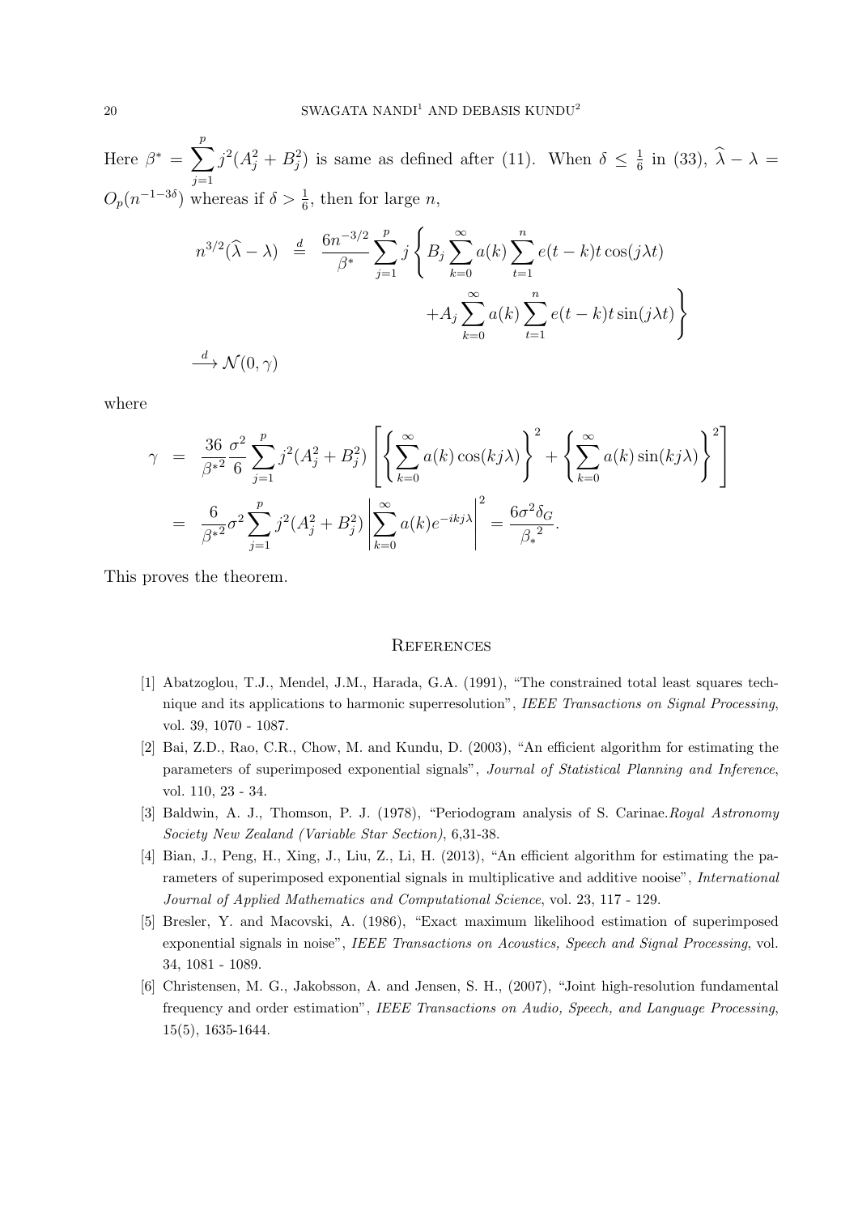Here $\beta^* = \sum_{j=1}^{p} j^2(A_j^2 + B_j^2)$ is same as defined after (11). When $\delta \le \frac{1}{6}$ in (33), $\widehat{\lambda} - \lambda = O_p(n^{-1-3\delta})$ whereas if $\delta > \frac{1}{6}$, then for large $n$,

$$
\begin{aligned}
n^{3/2}(\widehat{\lambda} - \lambda) \;&\stackrel{d}{=}\; \frac{6n^{-3/2}}{\beta^*} \sum_{j=1}^{p} j \left\{ B_j \sum_{k=0}^{\infty} a(k) \sum_{t=1}^{n} e(t-k) t \cos(j\lambda t) \right. \\
&\qquad\qquad \left. + A_j \sum_{k=0}^{\infty} a(k) \sum_{t=1}^{n} e(t-k) t \sin(j\lambda t) \right\} \\
&\xrightarrow{d} \mathcal{N}(0, \gamma)
\end{aligned}
$$

where

$$
\begin{aligned}
\gamma &= \frac{36}{\beta^{*2}} \frac{\sigma^2}{6} \sum_{j=1}^{p} j^2 (A_j^2 + B_j^2) \left[ \left\{ \sum_{k=0}^{\infty} a(k) \cos(kj\lambda) \right\}^2 + \left\{ \sum_{k=0}^{\infty} a(k) \sin(kj\lambda) \right\}^2 \right] \\
&= \frac{6}{\beta^{*2}} \sigma^2 \sum_{j=1}^{p} j^2 (A_j^2 + B_j^2) \left| \sum_{k=0}^{\infty} a(k) e^{-ikj\lambda} \right|^2 = \frac{6\sigma^2 \delta_G}{{\beta_*}^2}.
\end{aligned}
$$

This proves the theorem.

## References

[1] Abatzoglou, T.J., Mendel, J.M., Harada, G.A. (1991), "The constrained total least squares technique and its applications to harmonic superresolution", *IEEE Transactions on Signal Processing*, vol. 39, 1070 - 1087.

[2] Bai, Z.D., Rao, C.R., Chow, M. and Kundu, D. (2003), "An efficient algorithm for estimating the parameters of superimposed exponential signals", *Journal of Statistical Planning and Inference*, vol. 110, 23 - 34.

[3] Baldwin, A. J., Thomson, P. J. (1978), "Periodogram analysis of S. Carinae.*Royal Astronomy Society New Zealand (Variable Star Section)*, 6,31-38.

[4] Bian, J., Peng, H., Xing, J., Liu, Z., Li, H. (2013), "An efficient algorithm for estimating the parameters of superimposed exponential signals in multiplicative and additive nooise", *International Journal of Applied Mathematics and Computational Science*, vol. 23, 117 - 129.

[5] Bresler, Y. and Macovski, A. (1986), "Exact maximum likelihood estimation of superimposed exponential signals in noise", *IEEE Transactions on Acoustics, Speech and Signal Processing*, vol. 34, 1081 - 1089.

[6] Christensen, M. G., Jakobsson, A. and Jensen, S. H., (2007), "Joint high-resolution fundamental frequency and order estimation", *IEEE Transactions on Audio, Speech, and Language Processing*, 15(5), 1635-1644.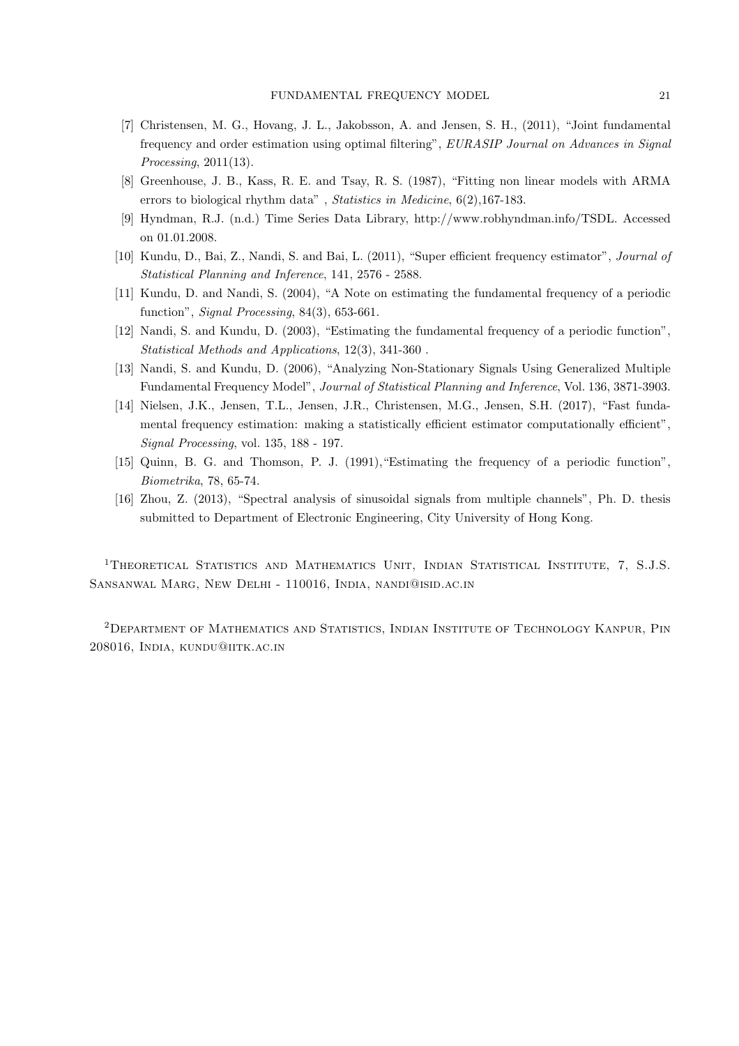[7] Christensen, M. G., Hovang, J. L., Jakobsson, A. and Jensen, S. H., (2011), "Joint fundamental frequency and order estimation using optimal filtering", *EURASIP Journal on Advances in Signal Processing*, 2011(13).

[8] Greenhouse, J. B., Kass, R. E. and Tsay, R. S. (1987), "Fitting non linear models with ARMA errors to biological rhythm data" , *Statistics in Medicine*, 6(2),167-183.

[9] Hyndman, R.J. (n.d.) Time Series Data Library, http://www.robhyndman.info/TSDL. Accessed on 01.01.2008.

[10] Kundu, D., Bai, Z., Nandi, S. and Bai, L. (2011), "Super efficient frequency estimator", *Journal of Statistical Planning and Inference*, 141, 2576 - 2588.

[11] Kundu, D. and Nandi, S. (2004), "A Note on estimating the fundamental frequency of a periodic function", *Signal Processing*, 84(3), 653-661.

[12] Nandi, S. and Kundu, D. (2003), "Estimating the fundamental frequency of a periodic function", *Statistical Methods and Applications*, 12(3), 341-360 .

[13] Nandi, S. and Kundu, D. (2006), "Analyzing Non-Stationary Signals Using Generalized Multiple Fundamental Frequency Model", *Journal of Statistical Planning and Inference*, Vol. 136, 3871-3903.

[14] Nielsen, J.K., Jensen, T.L., Jensen, J.R., Christensen, M.G., Jensen, S.H. (2017), "Fast fundamental frequency estimation: making a statistically efficient estimator computationally efficient", *Signal Processing*, vol. 135, 188 - 197.

[15] Quinn, B. G. and Thomson, P. J. (1991),"Estimating the frequency of a periodic function", *Biometrika*, 78, 65-74.

[16] Zhou, Z. (2013), "Spectral analysis of sinusoidal signals from multiple channels", Ph. D. thesis submitted to Department of Electronic Engineering, City University of Hong Kong.

[1] Theoretical Statistics and Mathematics Unit, Indian Statistical Institute, 7, S.J.S. Sansanwal Marg, New Delhi - 110016, India, nandi@isid.ac.in

[2] Department of Mathematics and Statistics, Indian Institute of Technology Kanpur, Pin 208016, India, kundu@iitk.ac.in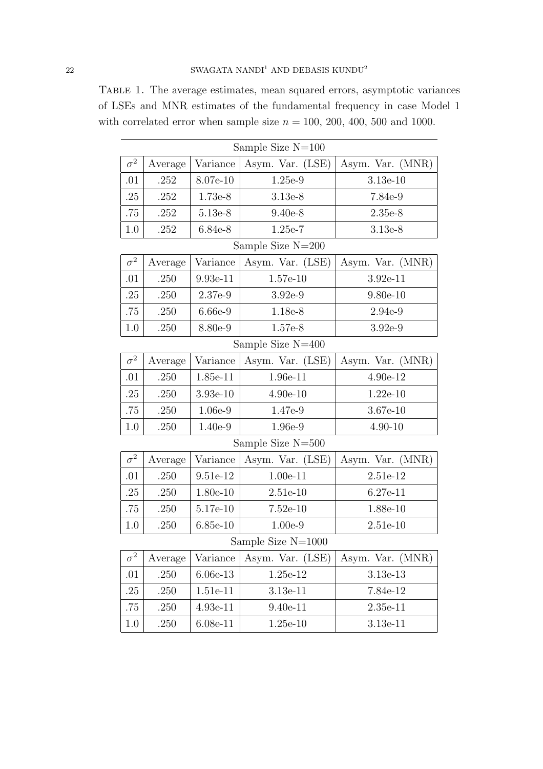TABLE 1. The average estimates, mean squared errors, asymptotic variances of LSEs and MNR estimates of the fundamental frequency in case Model 1 with correlated error when sample size $n = 100$, 200, 400, 500 and 1000.

| Sample Size N=100 | | | | |
|---|---|---|---|---|
| $\sigma^2$ | Average | Variance | Asym. Var. (LSE) | Asym. Var. (MNR) |
| .01 | .252 | 8.07e-10 | 1.25e-9 | 3.13e-10 |
| .25 | .252 | 1.73e-8 | 3.13e-8 | 7.84e-9 |
| .75 | .252 | 5.13e-8 | 9.40e-8 | 2.35e-8 |
| 1.0 | .252 | 6.84e-8 | 1.25e-7 | 3.13e-8 |
| **Sample Size N=200** | | | | |
| $\sigma^2$ | Average | Variance | Asym. Var. (LSE) | Asym. Var. (MNR) |
| .01 | .250 | 9.93e-11 | 1.57e-10 | 3.92e-11 |
| .25 | .250 | 2.37e-9 | 3.92e-9 | 9.80e-10 |
| .75 | .250 | 6.66e-9 | 1.18e-8 | 2.94e-9 |
| 1.0 | .250 | 8.80e-9 | 1.57e-8 | 3.92e-9 |
| **Sample Size N=400** | | | | |
| $\sigma^2$ | Average | Variance | Asym. Var. (LSE) | Asym. Var. (MNR) |
| .01 | .250 | 1.85e-11 | 1.96e-11 | 4.90e-12 |
| .25 | .250 | 3.93e-10 | 4.90e-10 | 1.22e-10 |
| .75 | .250 | 1.06e-9 | 1.47e-9 | 3.67e-10 |
| 1.0 | .250 | 1.40e-9 | 1.96e-9 | 4.90-10 |
| **Sample Size N=500** | | | | |
| $\sigma^2$ | Average | Variance | Asym. Var. (LSE) | Asym. Var. (MNR) |
| .01 | .250 | 9.51e-12 | 1.00e-11 | 2.51e-12 |
| .25 | .250 | 1.80e-10 | 2.51e-10 | 6.27e-11 |
| .75 | .250 | 5.17e-10 | 7.52e-10 | 1.88e-10 |
| 1.0 | .250 | 6.85e-10 | 1.00e-9 | 2.51e-10 |
| **Sample Size N=1000** | | | | |
| $\sigma^2$ | Average | Variance | Asym. Var. (LSE) | Asym. Var. (MNR) |
| .01 | .250 | 6.06e-13 | 1.25e-12 | 3.13e-13 |
| .25 | .250 | 1.51e-11 | 3.13e-11 | 7.84e-12 |
| .75 | .250 | 4.93e-11 | 9.40e-11 | 2.35e-11 |
| 1.0 | .250 | 6.08e-11 | 1.25e-10 | 3.13e-11 |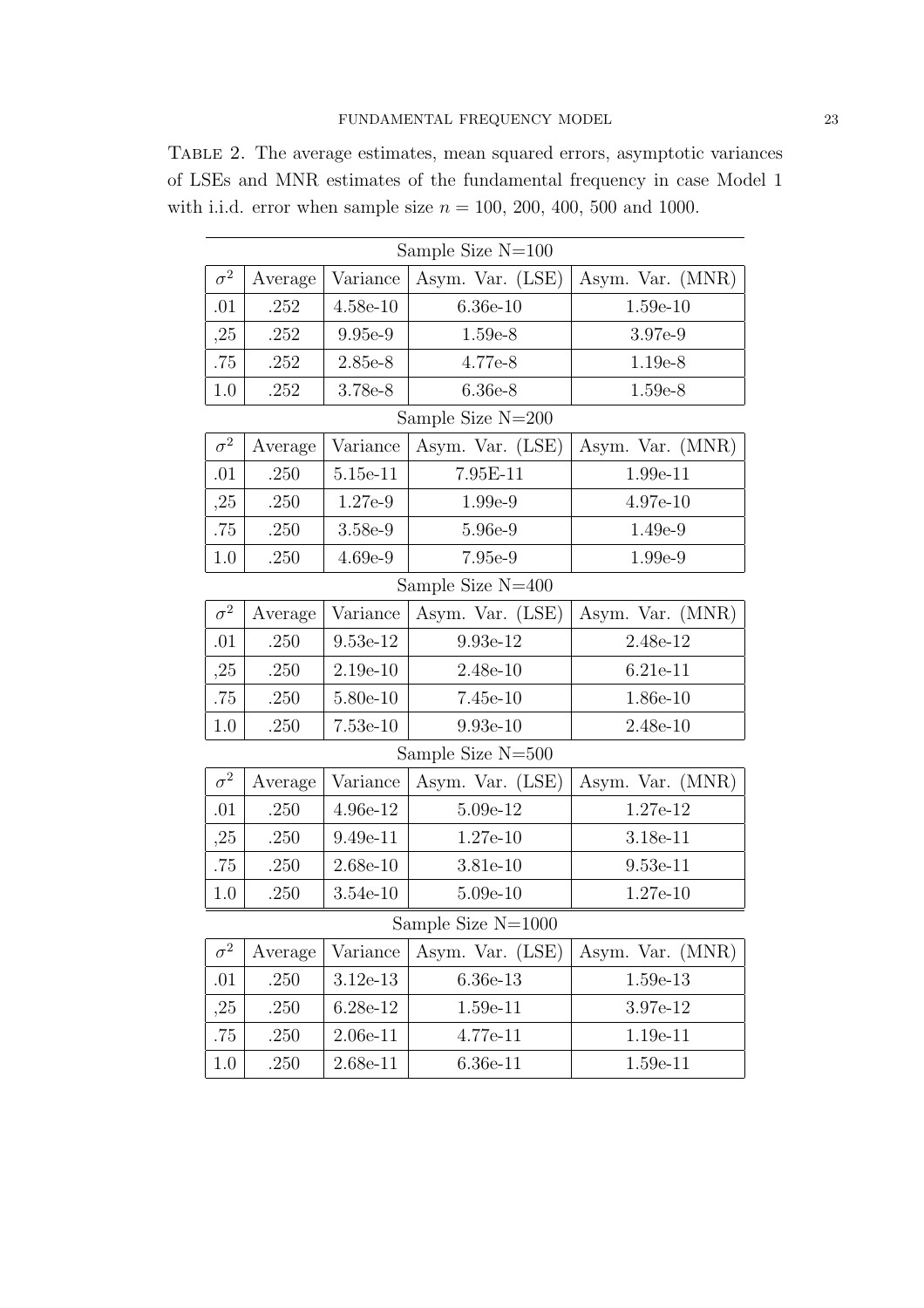TABLE 2. The average estimates, mean squared errors, asymptotic variances of LSEs and MNR estimates of the fundamental frequency in case Model 1 with i.i.d. error when sample size $n$ = 100, 200, 400, 500 and 1000.

| Sample Size N=100 | | | | |
|---|---|---|---|---|
| $\sigma^2$ | Average | Variance | Asym. Var. (LSE) | Asym. Var. (MNR) |
| .01 | .252 | 4.58e-10 | 6.36e-10 | 1.59e-10 |
| ,25 | .252 | 9.95e-9 | 1.59e-8 | 3.97e-9 |
| .75 | .252 | 2.85e-8 | 4.77e-8 | 1.19e-8 |
| 1.0 | .252 | 3.78e-8 | 6.36e-8 | 1.59e-8 |
| **Sample Size N=200** | | | | |
| $\sigma^2$ | Average | Variance | Asym. Var. (LSE) | Asym. Var. (MNR) |
| .01 | .250 | 5.15e-11 | 7.95E-11 | 1.99e-11 |
| ,25 | .250 | 1.27e-9 | 1.99e-9 | 4.97e-10 |
| .75 | .250 | 3.58e-9 | 5.96e-9 | 1.49e-9 |
| 1.0 | .250 | 4.69e-9 | 7.95e-9 | 1.99e-9 |
| **Sample Size N=400** | | | | |
| $\sigma^2$ | Average | Variance | Asym. Var. (LSE) | Asym. Var. (MNR) |
| .01 | .250 | 9.53e-12 | 9.93e-12 | 2.48e-12 |
| ,25 | .250 | 2.19e-10 | 2.48e-10 | 6.21e-11 |
| .75 | .250 | 5.80e-10 | 7.45e-10 | 1.86e-10 |
| 1.0 | .250 | 7.53e-10 | 9.93e-10 | 2.48e-10 |
| **Sample Size N=500** | | | | |
| $\sigma^2$ | Average | Variance | Asym. Var. (LSE) | Asym. Var. (MNR) |
| .01 | .250 | 4.96e-12 | 5.09e-12 | 1.27e-12 |
| ,25 | .250 | 9.49e-11 | 1.27e-10 | 3.18e-11 |
| .75 | .250 | 2.68e-10 | 3.81e-10 | 9.53e-11 |
| 1.0 | .250 | 3.54e-10 | 5.09e-10 | 1.27e-10 |
| **Sample Size N=1000** | | | | |
| $\sigma^2$ | Average | Variance | Asym. Var. (LSE) | Asym. Var. (MNR) |
| .01 | .250 | 3.12e-13 | 6.36e-13 | 1.59e-13 |
| ,25 | .250 | 6.28e-12 | 1.59e-11 | 3.97e-12 |
| .75 | .250 | 2.06e-11 | 4.77e-11 | 1.19e-11 |
| 1.0 | .250 | 2.68e-11 | 6.36e-11 | 1.59e-11 |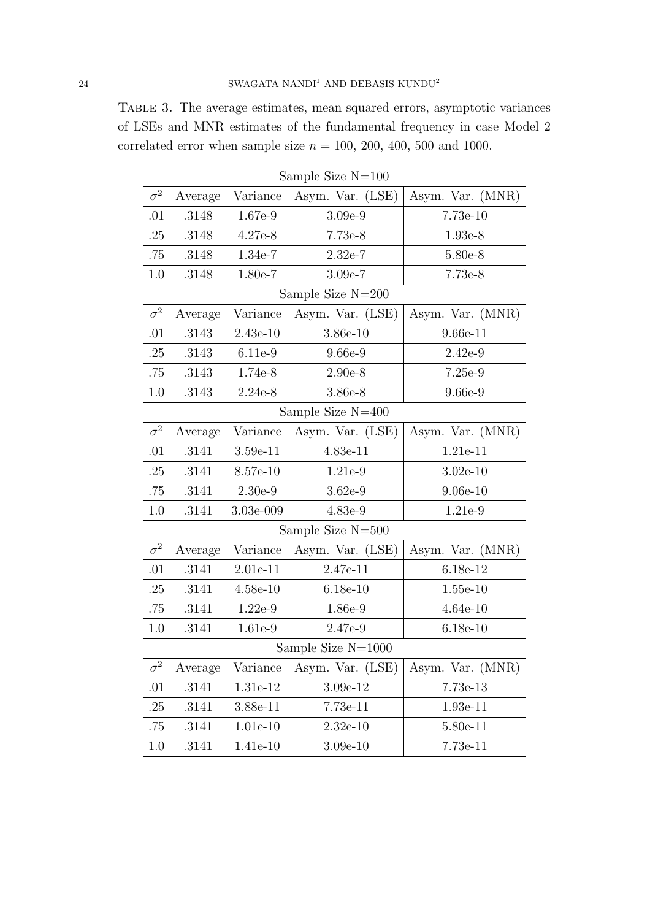TABLE 3. The average estimates, mean squared errors, asymptotic variances of LSEs and MNR estimates of the fundamental frequency in case Model 2 correlated error when sample size $n$ = 100, 200, 400, 500 and 1000.

| Sample Size N=100 | | | | |
|---|---|---|---|---|
| $\sigma^2$ | Average | Variance | Asym. Var. (LSE) | Asym. Var. (MNR) |
| .01 | .3148 | 1.67e-9 | 3.09e-9 | 7.73e-10 |
| .25 | .3148 | 4.27e-8 | 7.73e-8 | 1.93e-8 |
| .75 | .3148 | 1.34e-7 | 2.32e-7 | 5.80e-8 |
| 1.0 | .3148 | 1.80e-7 | 3.09e-7 | 7.73e-8 |
| Sample Size N=200 | | | | |
| $\sigma^2$ | Average | Variance | Asym. Var. (LSE) | Asym. Var. (MNR) |
| .01 | .3143 | 2.43e-10 | 3.86e-10 | 9.66e-11 |
| .25 | .3143 | 6.11e-9 | 9.66e-9 | 2.42e-9 |
| .75 | .3143 | 1.74e-8 | 2.90e-8 | 7.25e-9 |
| 1.0 | .3143 | 2.24e-8 | 3.86e-8 | 9.66e-9 |
| Sample Size N=400 | | | | |
| $\sigma^2$ | Average | Variance | Asym. Var. (LSE) | Asym. Var. (MNR) |
| .01 | .3141 | 3.59e-11 | 4.83e-11 | 1.21e-11 |
| .25 | .3141 | 8.57e-10 | 1.21e-9 | 3.02e-10 |
| .75 | .3141 | 2.30e-9 | 3.62e-9 | 9.06e-10 |
| 1.0 | .3141 | 3.03e-009 | 4.83e-9 | 1.21e-9 |
| Sample Size N=500 | | | | |
| $\sigma^2$ | Average | Variance | Asym. Var. (LSE) | Asym. Var. (MNR) |
| .01 | .3141 | 2.01e-11 | 2.47e-11 | 6.18e-12 |
| .25 | .3141 | 4.58e-10 | 6.18e-10 | 1.55e-10 |
| .75 | .3141 | 1.22e-9 | 1.86e-9 | 4.64e-10 |
| 1.0 | .3141 | 1.61e-9 | 2.47e-9 | 6.18e-10 |
| Sample Size N=1000 | | | | |
| $\sigma^2$ | Average | Variance | Asym. Var. (LSE) | Asym. Var. (MNR) |
| .01 | .3141 | 1.31e-12 | 3.09e-12 | 7.73e-13 |
| .25 | .3141 | 3.88e-11 | 7.73e-11 | 1.93e-11 |
| .75 | .3141 | 1.01e-10 | 2.32e-10 | 5.80e-11 |
| 1.0 | .3141 | 1.41e-10 | 3.09e-10 | 7.73e-11 |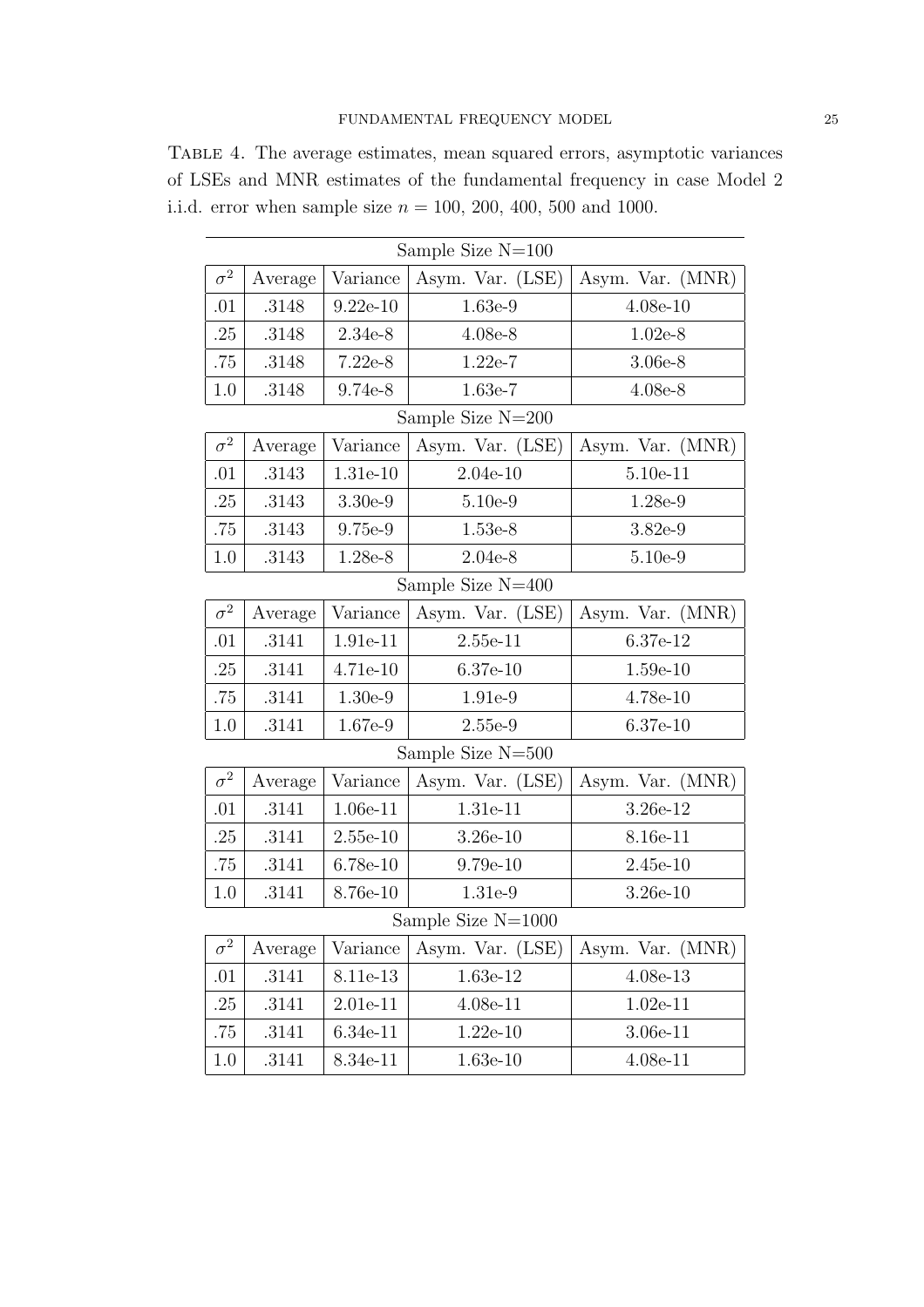TABLE 4. The average estimates, mean squared errors, asymptotic variances of LSEs and MNR estimates of the fundamental frequency in case Model 2 i.i.d. error when sample size $n$ = 100, 200, 400, 500 and 1000.

| Sample Size N=100 | | | | |
|---|---|---|---|---|
| $\sigma^2$ | Average | Variance | Asym. Var. (LSE) | Asym. Var. (MNR) |
| .01 | .3148 | 9.22e-10 | 1.63e-9 | 4.08e-10 |
| .25 | .3148 | 2.34e-8 | 4.08e-8 | 1.02e-8 |
| .75 | .3148 | 7.22e-8 | 1.22e-7 | 3.06e-8 |
| 1.0 | .3148 | 9.74e-8 | 1.63e-7 | 4.08e-8 |
| Sample Size N=200 | | | | |
| $\sigma^2$ | Average | Variance | Asym. Var. (LSE) | Asym. Var. (MNR) |
| .01 | .3143 | 1.31e-10 | 2.04e-10 | 5.10e-11 |
| .25 | .3143 | 3.30e-9 | 5.10e-9 | 1.28e-9 |
| .75 | .3143 | 9.75e-9 | 1.53e-8 | 3.82e-9 |
| 1.0 | .3143 | 1.28e-8 | 2.04e-8 | 5.10e-9 |
| Sample Size N=400 | | | | |
| $\sigma^2$ | Average | Variance | Asym. Var. (LSE) | Asym. Var. (MNR) |
| .01 | .3141 | 1.91e-11 | 2.55e-11 | 6.37e-12 |
| .25 | .3141 | 4.71e-10 | 6.37e-10 | 1.59e-10 |
| .75 | .3141 | 1.30e-9 | 1.91e-9 | 4.78e-10 |
| 1.0 | .3141 | 1.67e-9 | 2.55e-9 | 6.37e-10 |
| Sample Size N=500 | | | | |
| $\sigma^2$ | Average | Variance | Asym. Var. (LSE) | Asym. Var. (MNR) |
| .01 | .3141 | 1.06e-11 | 1.31e-11 | 3.26e-12 |
| .25 | .3141 | 2.55e-10 | 3.26e-10 | 8.16e-11 |
| .75 | .3141 | 6.78e-10 | 9.79e-10 | 2.45e-10 |
| 1.0 | .3141 | 8.76e-10 | 1.31e-9 | 3.26e-10 |
| Sample Size N=1000 | | | | |
| $\sigma^2$ | Average | Variance | Asym. Var. (LSE) | Asym. Var. (MNR) |
| .01 | .3141 | 8.11e-13 | 1.63e-12 | 4.08e-13 |
| .25 | .3141 | 2.01e-11 | 4.08e-11 | 1.02e-11 |
| .75 | .3141 | 6.34e-11 | 1.22e-10 | 3.06e-11 |
| 1.0 | .3141 | 8.34e-11 | 1.63e-10 | 4.08e-11 |